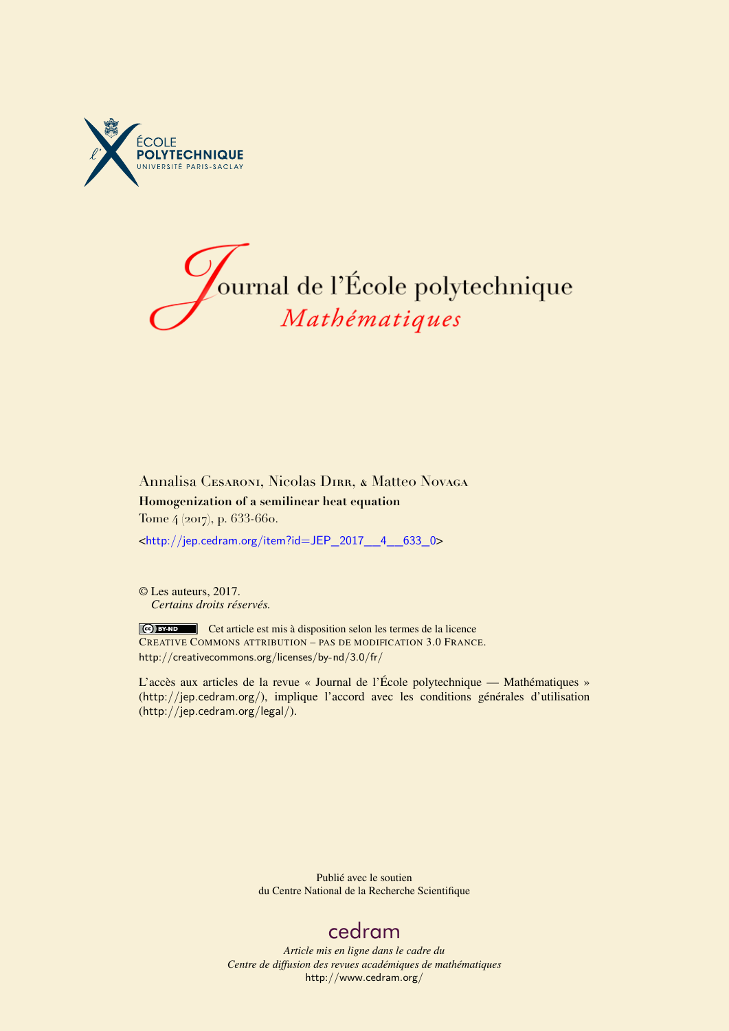ÉCOLE POLYTECHNIQUE
UNIVERSITÉ PARIS-SACLAY

# Journal de l'École polytechnique
## *Mathématiques*

Annalisa Cesaroni, Nicolas Dirr, & Matteo Novaga

**Homogenization of a semilinear heat equation**

Tome 4 (2017), p. 633-660.

<http://jep.cedram.org/item?id=JEP_2017__4__633_0>

© Les auteurs, 2017.
*Certains droits réservés.*

Cet article est mis à disposition selon les termes de la licence CREATIVE COMMONS ATTRIBUTION – PAS DE MODIFICATION 3.0 FRANCE.
http://creativecommons.org/licenses/by-nd/3.0/fr/

L'accès aux articles de la revue « Journal de l'École polytechnique — Mathématiques » (http://jep.cedram.org/), implique l'accord avec les conditions générales d'utilisation (http://jep.cedram.org/legal/).

Publié avec le soutien
du Centre National de la Recherche Scientifique

cedram

*Article mis en ligne dans le cadre du*
*Centre de diffusion des revues académiques de mathématiques*
http://www.cedram.org/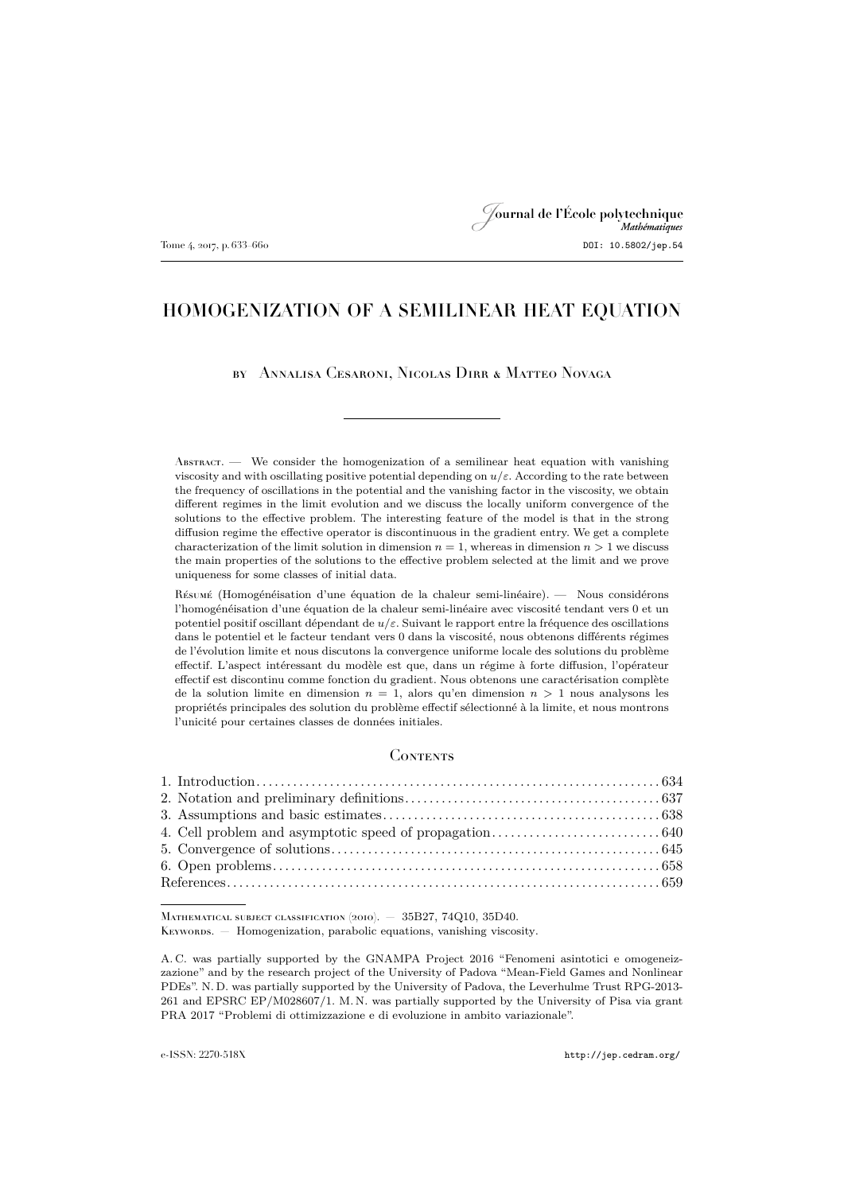# HOMOGENIZATION OF A SEMILINEAR HEAT EQUATION

by Annalisa Cesaroni, Nicolas Dirr & Matteo Novaga

Abstract. — We consider the homogenization of a semilinear heat equation with vanishing viscosity and with oscillating positive potential depending on $u/\varepsilon$. According to the rate between the frequency of oscillations in the potential and the vanishing factor in the viscosity, we obtain different regimes in the limit evolution and we discuss the locally uniform convergence of the solutions to the effective problem. The interesting feature of the model is that in the strong diffusion regime the effective operator is discontinuous in the gradient entry. We get a complete characterization of the limit solution in dimension $n=1$, whereas in dimension $n>1$ we discuss the main properties of the solutions to the effective problem selected at the limit and we prove uniqueness for some classes of initial data.

Résumé (Homogénéisation d'une équation de la chaleur semi-linéaire). — Nous considérons l'homogénéisation d'une équation de la chaleur semi-linéaire avec viscosité tendant vers 0 et un potentiel positif oscillant dépendant de $u/\varepsilon$. Suivant le rapport entre la fréquence des oscillations dans le potentiel et le facteur tendant vers 0 dans la viscosité, nous obtenons différents régimes de l'évolution limite et nous discutons la convergence uniforme locale des solutions du problème effectif. L'aspect intéressant du modèle est que, dans un régime à forte diffusion, l'opérateur effectif est discontinu comme fonction du gradient. Nous obtenons une caractérisation complète de la solution limite en dimension $n=1$, alors qu'en dimension $n>1$ nous analysons les propriétés principales des solution du problème effectif sélectionné à la limite, et nous montrons l'unicité pour certaines classes de données initiales.

## Contents

1. Introduction . . . . . . . . 634
2. Notation and preliminary definitions . . . . . . . . 637
3. Assumptions and basic estimates . . . . . . . . 638
4. Cell problem and asymptotic speed of propagation . . . . . . . . 640
5. Convergence of solutions . . . . . . . . 645
6. Open problems . . . . . . . . 658

References . . . . . . . . 659

Mathematical subject classification (2010). — 35B27, 74Q10, 35D40.

Keywords. — Homogenization, parabolic equations, vanishing viscosity.

A. C. was partially supported by the GNAMPA Project 2016 "Fenomeni asintotici e omogeneizzazione" and by the research project of the University of Padova "Mean-Field Games and Nonlinear PDEs". N. D. was partially supported by the University of Padova, the Leverhulme Trust RPG-2013-261 and EPSRC EP/M028607/1. M. N. was partially supported by the University of Pisa via grant PRA 2017 "Problemi di ottimizzazione e di evoluzione in ambito variazionale".

e-ISSN: 2270-518X http://jep.cedram.org/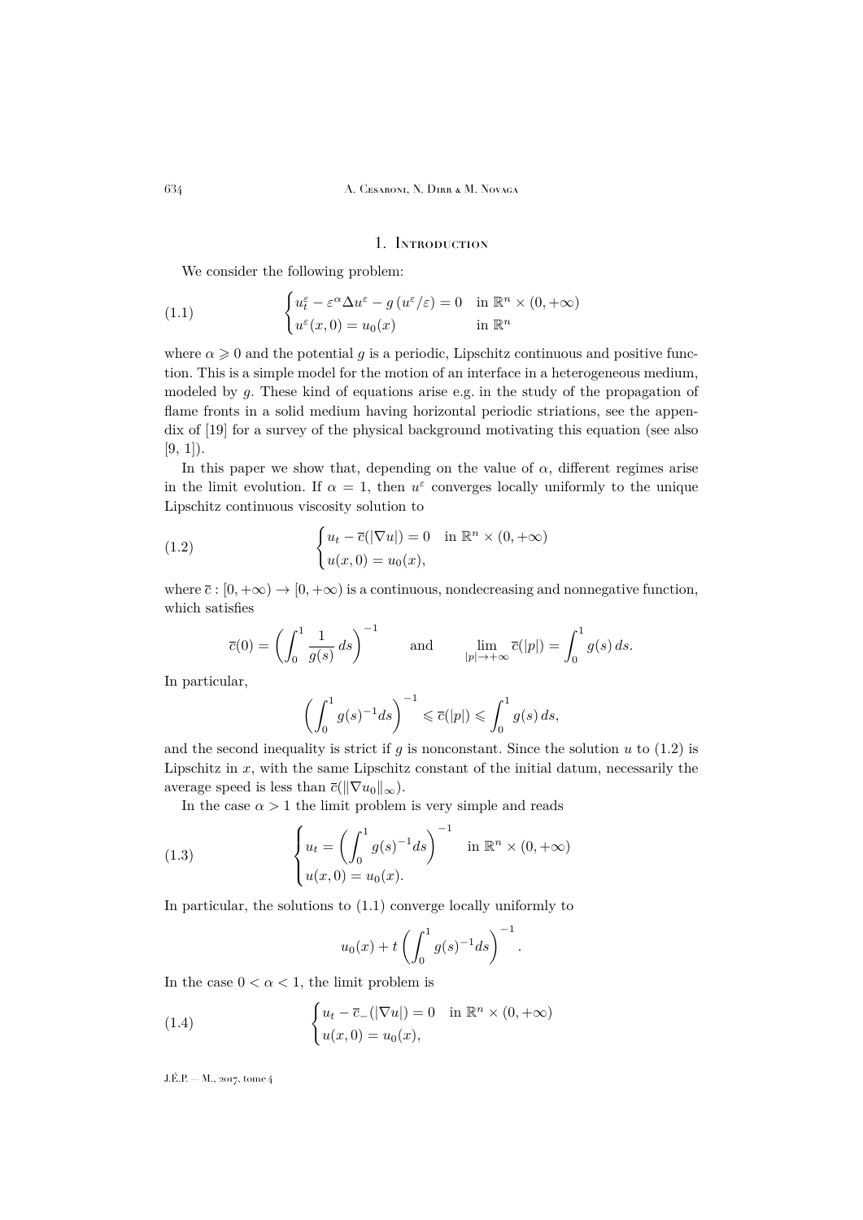## 1. Introduction

We consider the following problem:

$$
\begin{cases} u^\varepsilon_t - \varepsilon^\alpha \Delta u^\varepsilon - g\left(u^\varepsilon/\varepsilon\right) = 0 & \text{in } \mathbb{R}^n \times (0,+\infty) \\ u^\varepsilon(x,0) = u_0(x) & \text{in } \mathbb{R}^n \end{cases} \tag{1.1}
$$

where $\alpha \geqslant 0$ and the potential $g$ is a periodic, Lipschitz continuous and positive function. This is a simple model for the motion of an interface in a heterogeneous medium, modeled by $g$. These kind of equations arise e.g. in the study of the propagation of flame fronts in a solid medium having horizontal periodic striations, see the appendix of [19] for a survey of the physical background motivating this equation (see also [9, 1]).

In this paper we show that, depending on the value of $\alpha$, different regimes arise in the limit evolution. If $\alpha = 1$, then $u^\varepsilon$ converges locally uniformly to the unique Lipschitz continuous viscosity solution to

$$
\begin{cases} u_t - \overline{c}(|\nabla u|) = 0 & \text{in } \mathbb{R}^n \times (0,+\infty) \\ u(x,0) = u_0(x), \end{cases} \tag{1.2}
$$

where $\overline{c} : [0,+\infty) \to [0,+\infty)$ is a continuous, nondecreasing and nonnegative function, which satisfies

$$
\overline{c}(0) = \left(\int_0^1 \frac{1}{g(s)}\, ds\right)^{-1} \qquad \text{and} \qquad \lim_{|p|\to+\infty} \overline{c}(|p|) = \int_0^1 g(s)\, ds.
$$

In particular,

$$
\left(\int_0^1 g(s)^{-1} ds\right)^{-1} \leqslant \overline{c}(|p|) \leqslant \int_0^1 g(s)\, ds,
$$

and the second inequality is strict if $g$ is nonconstant. Since the solution $u$ to (1.2) is Lipschitz in $x$, with the same Lipschitz constant of the initial datum, necessarily the average speed is less than $\overline{c}(\|\nabla u_0\|_\infty)$.

In the case $\alpha > 1$ the limit problem is very simple and reads

$$
\begin{cases} u_t = \left(\displaystyle\int_0^1 g(s)^{-1} ds\right)^{-1} & \text{in } \mathbb{R}^n \times (0,+\infty) \\ u(x,0) = u_0(x). \end{cases} \tag{1.3}
$$

In particular, the solutions to (1.1) converge locally uniformly to

$$
u_0(x) + t\left(\int_0^1 g(s)^{-1} ds\right)^{-1}.
$$

In the case $0 < \alpha < 1$, the limit problem is

$$
\begin{cases} u_t - \overline{c}_-(|\nabla u|) = 0 & \text{in } \mathbb{R}^n \times (0,+\infty) \\ u(x,0) = u_0(x), \end{cases} \tag{1.4}
$$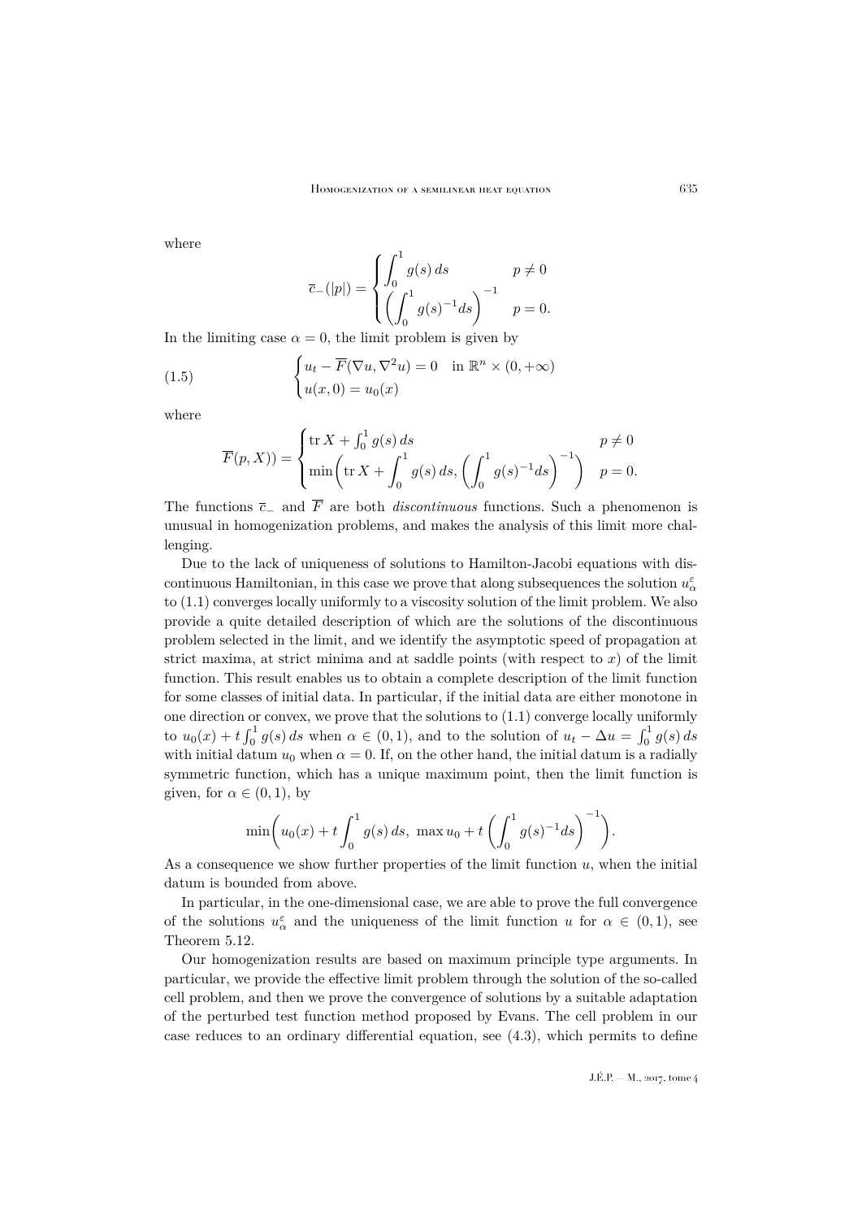where

$$
\overline{c}_-(|p|) = \begin{cases} \displaystyle\int_0^1 g(s)\,ds & p \neq 0 \\ \displaystyle\left(\int_0^1 g(s)^{-1} ds\right)^{-1} & p = 0. \end{cases}
$$

In the limiting case $\alpha = 0$, the limit problem is given by

$$
\begin{cases} u_t - \overline{F}(\nabla u, \nabla^2 u) = 0 & \text{in } \mathbb{R}^n \times (0, +\infty) \\ u(x, 0) = u_0(x) \end{cases} \tag{1.5}
$$

where

$$
\overline{F}(p, X)) = \begin{cases} \operatorname{tr} X + \int_0^1 g(s)\,ds & p \neq 0 \\ \displaystyle\min\left(\operatorname{tr} X + \int_0^1 g(s)\,ds, \left(\int_0^1 g(s)^{-1} ds\right)^{-1}\right) & p = 0. \end{cases}
$$

The functions $\overline{c}_-$ and $\overline{F}$ are both *discontinuous* functions. Such a phenomenon is unusual in homogenization problems, and makes the analysis of this limit more challenging.

Due to the lack of uniqueness of solutions to Hamilton-Jacobi equations with discontinuous Hamiltonian, in this case we prove that along subsequences the solution $u_\alpha^\varepsilon$ to (1.1) converges locally uniformly to a viscosity solution of the limit problem. We also provide a quite detailed description of which are the solutions of the discontinuous problem selected in the limit, and we identify the asymptotic speed of propagation at strict maxima, at strict minima and at saddle points (with respect to $x$) of the limit function. This result enables us to obtain a complete description of the limit function for some classes of initial data. In particular, if the initial data are either monotone in one direction or convex, we prove that the solutions to (1.1) converge locally uniformly to $u_0(x) + t\int_0^1 g(s)\,ds$ when $\alpha \in (0, 1)$, and to the solution of $u_t - \Delta u = \int_0^1 g(s)\,ds$ with initial datum $u_0$ when $\alpha = 0$. If, on the other hand, the initial datum is a radially symmetric function, which has a unique maximum point, then the limit function is given, for $\alpha \in (0, 1)$, by

$$
\min\left(u_0(x) + t\int_0^1 g(s)\,ds,\ \max u_0 + t\left(\int_0^1 g(s)^{-1} ds\right)^{-1}\right).
$$

As a consequence we show further properties of the limit function $u$, when the initial datum is bounded from above.

In particular, in the one-dimensional case, we are able to prove the full convergence of the solutions $u_\alpha^\varepsilon$ and the uniqueness of the limit function $u$ for $\alpha \in (0, 1)$, see Theorem 5.12.

Our homogenization results are based on maximum principle type arguments. In particular, we provide the effective limit problem through the solution of the so-called cell problem, and then we prove the convergence of solutions by a suitable adaptation of the perturbed test function method proposed by Evans. The cell problem in our case reduces to an ordinary differential equation, see (4.3), which permits to define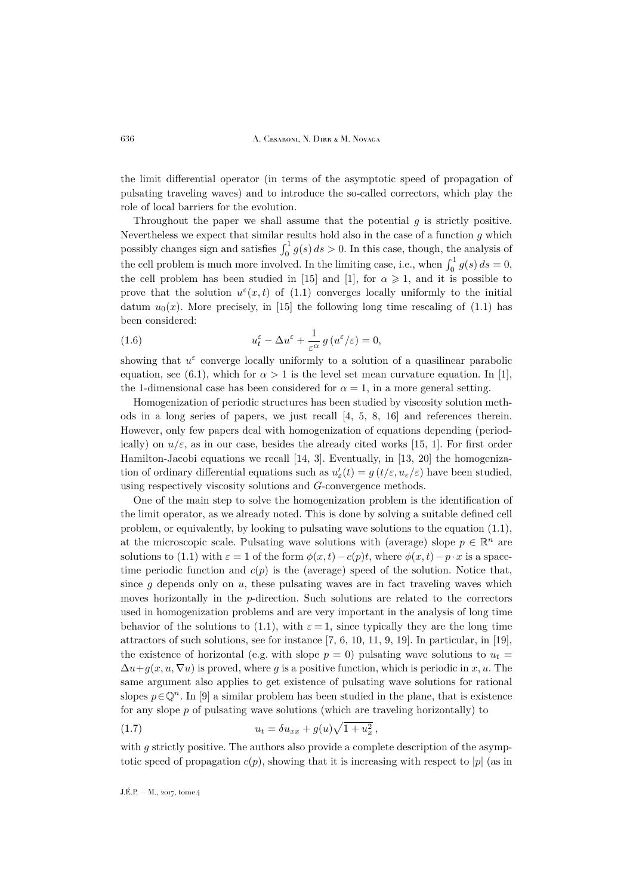the limit differential operator (in terms of the asymptotic speed of propagation of pulsating traveling waves) and to introduce the so-called correctors, which play the role of local barriers for the evolution.

Throughout the paper we shall assume that the potential $g$ is strictly positive. Nevertheless we expect that similar results hold also in the case of a function $g$ which possibly changes sign and satisfies $\int_0^1 g(s)\,ds > 0$. In this case, though, the analysis of the cell problem is much more involved. In the limiting case, i.e., when $\int_0^1 g(s)\,ds = 0$, the cell problem has been studied in [15] and [1], for $\alpha \geqslant 1$, and it is possible to prove that the solution $u^\varepsilon(x,t)$ of (1.1) converges locally uniformly to the initial datum $u_0(x)$. More precisely, in [15] the following long time rescaling of (1.1) has been considered:

$$u_t^\varepsilon - \Delta u^\varepsilon + \frac{1}{\varepsilon^\alpha}\, g\left(u^\varepsilon/\varepsilon\right) = 0, \tag{1.6}$$

showing that $u^\varepsilon$ converge locally uniformly to a solution of a quasilinear parabolic equation, see (6.1), which for $\alpha > 1$ is the level set mean curvature equation. In [1], the 1-dimensional case has been considered for $\alpha = 1$, in a more general setting.

Homogenization of periodic structures has been studied by viscosity solution methods in a long series of papers, we just recall [4, 5, 8, 16] and references therein. However, only few papers deal with homogenization of equations depending (periodically) on $u/\varepsilon$, as in our case, besides the already cited works [15, 1]. For first order Hamilton-Jacobi equations we recall [14, 3]. Eventually, in [13, 20] the homogenization of ordinary differential equations such as $u_\varepsilon'(t) = g\left(t/\varepsilon, u_\varepsilon/\varepsilon\right)$ have been studied, using respectively viscosity solutions and $G$-convergence methods.

One of the main step to solve the homogenization problem is the identification of the limit operator, as we already noted. This is done by solving a suitable defined cell problem, or equivalently, by looking to pulsating wave solutions to the equation (1.1), at the microscopic scale. Pulsating wave solutions with (average) slope $p \in \mathbb{R}^n$ are solutions to (1.1) with $\varepsilon = 1$ of the form $\phi(x,t) - c(p)t$, where $\phi(x,t) - p\cdot x$ is a space-time periodic function and $c(p)$ is the (average) speed of the solution. Notice that, since $g$ depends only on $u$, these pulsating waves are in fact traveling waves which moves horizontally in the $p$-direction. Such solutions are related to the correctors used in homogenization problems and are very important in the analysis of long time behavior of the solutions to (1.1), with $\varepsilon = 1$, since typically they are the long time attractors of such solutions, see for instance [7, 6, 10, 11, 9, 19]. In particular, in [19], the existence of horizontal (e.g. with slope $p = 0$) pulsating wave solutions to $u_t = \Delta u + g(x, u, \nabla u)$ is proved, where $g$ is a positive function, which is periodic in $x, u$. The same argument also applies to get existence of pulsating wave solutions for rational slopes $p \in \mathbb{Q}^n$. In [9] a similar problem has been studied in the plane, that is existence for any slope $p$ of pulsating wave solutions (which are traveling horizontally) to

$$u_t = \delta u_{xx} + g(u)\sqrt{1+u_x^2}\,, \tag{1.7}$$

with $g$ strictly positive. The authors also provide a complete description of the asymptotic speed of propagation $c(p)$, showing that it is increasing with respect to $|p|$ (as in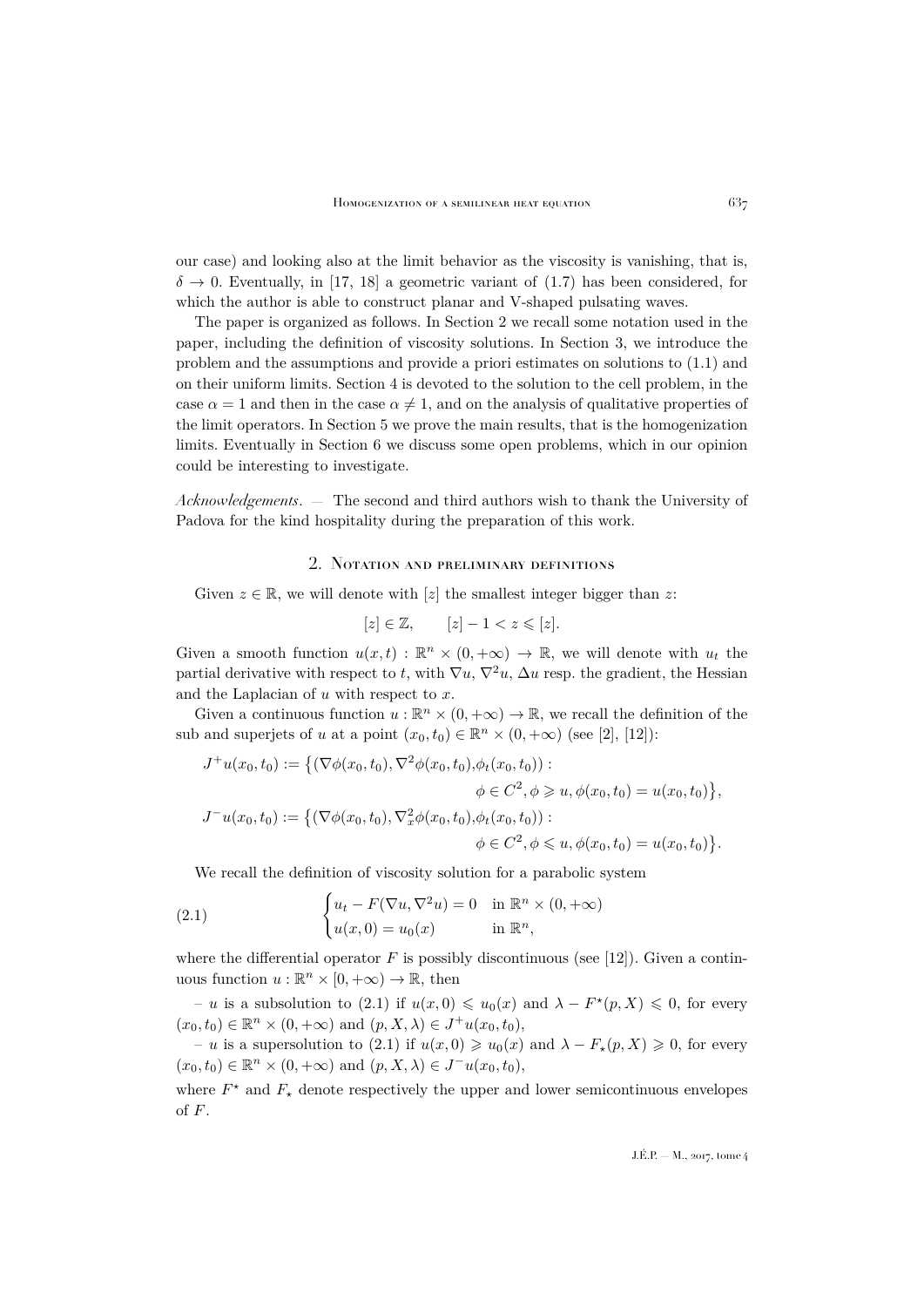our case) and looking also at the limit behavior as the viscosity is vanishing, that is, $\delta \to 0$. Eventually, in [17, 18] a geometric variant of (1.7) has been considered, for which the author is able to construct planar and V-shaped pulsating waves.

The paper is organized as follows. In Section 2 we recall some notation used in the paper, including the definition of viscosity solutions. In Section 3, we introduce the problem and the assumptions and provide a priori estimates on solutions to (1.1) and on their uniform limits. Section 4 is devoted to the solution to the cell problem, in the case $\alpha = 1$ and then in the case $\alpha \neq 1$, and on the analysis of qualitative properties of the limit operators. In Section 5 we prove the main results, that is the homogenization limits. Eventually in Section 6 we discuss some open problems, which in our opinion could be interesting to investigate.

*Acknowledgements.* — The second and third authors wish to thank the University of Padova for the kind hospitality during the preparation of this work.

## 2. Notation and preliminary definitions

Given $z \in \mathbb{R}$, we will denote with $[z]$ the smallest integer bigger than $z$:

$$[z] \in \mathbb{Z}, \qquad [z] - 1 < z \leqslant [z].$$

Given a smooth function $u(x,t) : \mathbb{R}^n \times (0, +\infty) \to \mathbb{R}$, we will denote with $u_t$ the partial derivative with respect to $t$, with $\nabla u$, $\nabla^2 u$, $\Delta u$ resp. the gradient, the Hessian and the Laplacian of $u$ with respect to $x$.

Given a continuous function $u : \mathbb{R}^n \times (0, +\infty) \to \mathbb{R}$, we recall the definition of the sub and superjets of $u$ at a point $(x_0, t_0) \in \mathbb{R}^n \times (0, +\infty)$ (see [2], [12]):

$$\begin{aligned}
J^+ u(x_0, t_0) &:= \big\{ (\nabla \phi(x_0, t_0), \nabla^2 \phi(x_0, t_0), \phi_t(x_0, t_0)) : \\
&\qquad\qquad\qquad \phi \in C^2, \phi \geqslant u, \phi(x_0, t_0) = u(x_0, t_0) \big\}, \\
J^- u(x_0, t_0) &:= \big\{ (\nabla \phi(x_0, t_0), \nabla_x^2 \phi(x_0, t_0), \phi_t(x_0, t_0)) : \\
&\qquad\qquad\qquad \phi \in C^2, \phi \leqslant u, \phi(x_0, t_0) = u(x_0, t_0) \big\}.
\end{aligned}$$

We recall the definition of viscosity solution for a parabolic system

$$\tag{2.1} \begin{cases} u_t - F(\nabla u, \nabla^2 u) = 0 & \text{in } \mathbb{R}^n \times (0, +\infty) \\ u(x, 0) = u_0(x) & \text{in } \mathbb{R}^n, \end{cases}$$

where the differential operator $F$ is possibly discontinuous (see [12]). Given a continuous function $u : \mathbb{R}^n \times [0, +\infty) \to \mathbb{R}$, then

– $u$ is a subsolution to (2.1) if $u(x, 0) \leqslant u_0(x)$ and $\lambda - F^\star(p, X) \leqslant 0$, for every $(x_0, t_0) \in \mathbb{R}^n \times (0, +\infty)$ and $(p, X, \lambda) \in J^+ u(x_0, t_0)$,

– $u$ is a supersolution to (2.1) if $u(x, 0) \geqslant u_0(x)$ and $\lambda - F_\star(p, X) \geqslant 0$, for every $(x_0, t_0) \in \mathbb{R}^n \times (0, +\infty)$ and $(p, X, \lambda) \in J^- u(x_0, t_0)$,

where $F^\star$ and $F_\star$ denote respectively the upper and lower semicontinuous envelopes of $F$.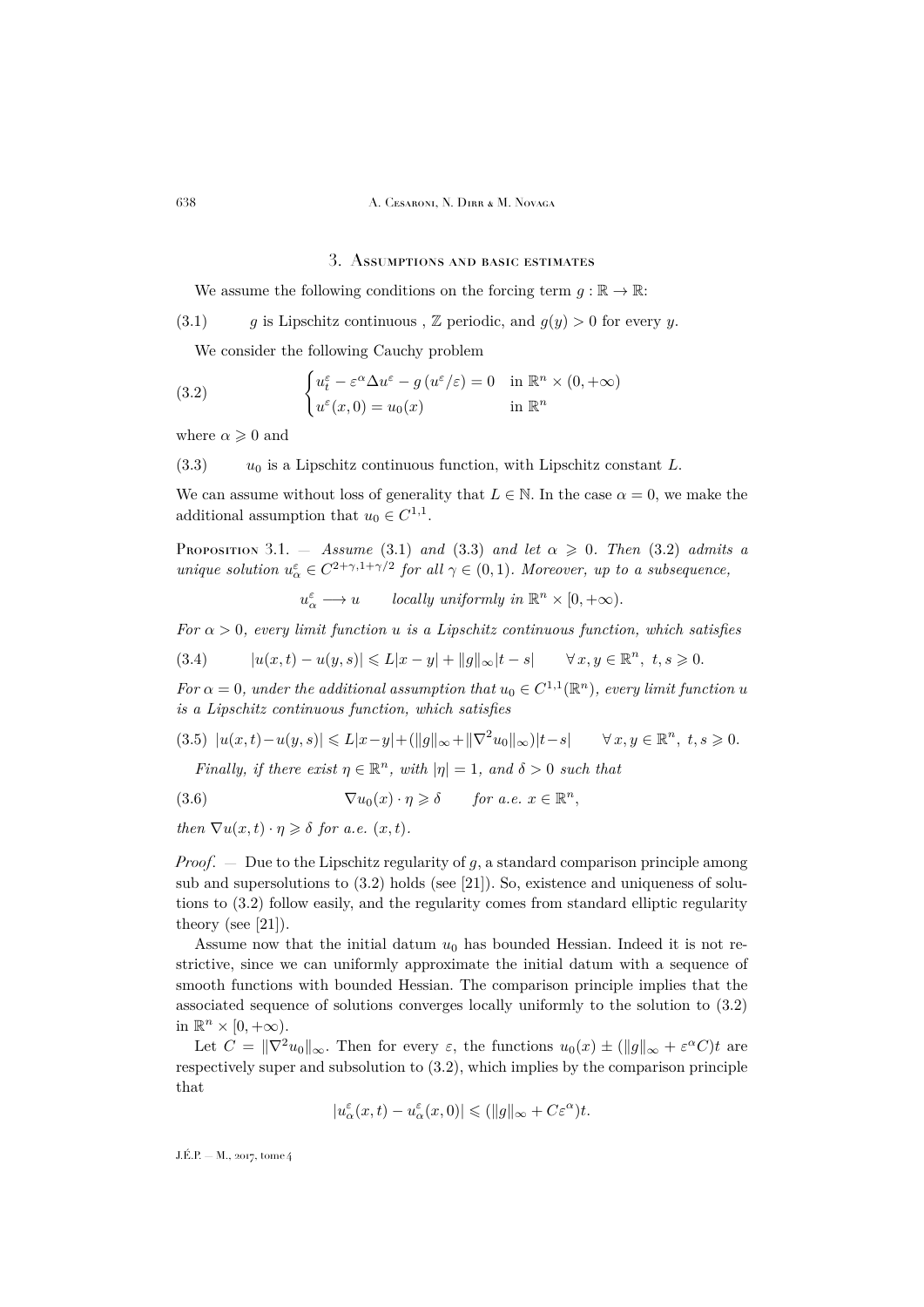## 3. Assumptions and basic estimates

We assume the following conditions on the forcing term $g : \mathbb{R} \to \mathbb{R}$:

(3.1) $\qquad g$ is Lipschitz continuous , $\mathbb{Z}$ periodic, and $g(y) > 0$ for every $y$.

We consider the following Cauchy problem

$$
\begin{cases} u^\varepsilon_t - \varepsilon^\alpha \Delta u^\varepsilon - g\left(u^\varepsilon/\varepsilon\right) = 0 & \text{in } \mathbb{R}^n \times (0, +\infty) \\ u^\varepsilon(x, 0) = u_0(x) & \text{in } \mathbb{R}^n \end{cases} \tag{3.2}
$$

where $\alpha \geqslant 0$ and

(3.3) $\qquad u_0$ is a Lipschitz continuous function, with Lipschitz constant $L$.

We can assume without loss of generality that $L \in \mathbb{N}$. In the case $\alpha = 0$, we make the additional assumption that $u_0 \in C^{1,1}$.

Proposition 3.1. — *Assume* (3.1) *and* (3.3) *and let* $\alpha \geqslant 0$. *Then* (3.2) *admits a unique solution* $u^\varepsilon_\alpha \in C^{2+\gamma, 1+\gamma/2}$ *for all* $\gamma \in (0, 1)$. *Moreover, up to a subsequence,*

$$
u^\varepsilon_\alpha \longrightarrow u \qquad \textit{locally uniformly in } \mathbb{R}^n \times [0, +\infty).
$$

*For* $\alpha > 0$, *every limit function* $u$ *is a Lipschitz continuous function, which satisfies*

$$
|u(x, t) - u(y, s)| \leqslant L|x - y| + \|g\|_\infty |t - s| \qquad \forall\, x, y \in \mathbb{R}^n,\ t, s \geqslant 0. \tag{3.4}
$$

*For* $\alpha = 0$, *under the additional assumption that* $u_0 \in C^{1,1}(\mathbb{R}^n)$, *every limit function* $u$ *is a Lipschitz continuous function, which satisfies*

$$
|u(x,t) - u(y,s)| \leqslant L|x-y| + (\|g\|_\infty + \|\nabla^2 u_0\|_\infty)|t-s| \qquad \forall\, x, y \in \mathbb{R}^n,\ t, s \geqslant 0. \tag{3.5}
$$

*Finally, if there exist* $\eta \in \mathbb{R}^n$, *with* $|\eta| = 1$, *and* $\delta > 0$ *such that*

$$
\nabla u_0(x) \cdot \eta \geqslant \delta \qquad \textit{for a.e. } x \in \mathbb{R}^n, \tag{3.6}
$$

*then* $\nabla u(x, t) \cdot \eta \geqslant \delta$ *for a.e.* $(x, t)$.

*Proof*. — Due to the Lipschitz regularity of $g$, a standard comparison principle among sub and supersolutions to (3.2) holds (see [21]). So, existence and uniqueness of solutions to (3.2) follow easily, and the regularity comes from standard elliptic regularity theory (see [21]).

Assume now that the initial datum $u_0$ has bounded Hessian. Indeed it is not restrictive, since we can uniformly approximate the initial datum with a sequence of smooth functions with bounded Hessian. The comparison principle implies that the associated sequence of solutions converges locally uniformly to the solution to (3.2) in $\mathbb{R}^n \times [0, +\infty)$.

Let $C = \|\nabla^2 u_0\|_\infty$. Then for every $\varepsilon$, the functions $u_0(x) \pm (\|g\|_\infty + \varepsilon^\alpha C)t$ are respectively super and subsolution to (3.2), which implies by the comparison principle that

$$
|u^\varepsilon_\alpha(x, t) - u^\varepsilon_\alpha(x, 0)| \leqslant (\|g\|_\infty + C\varepsilon^\alpha)t.
$$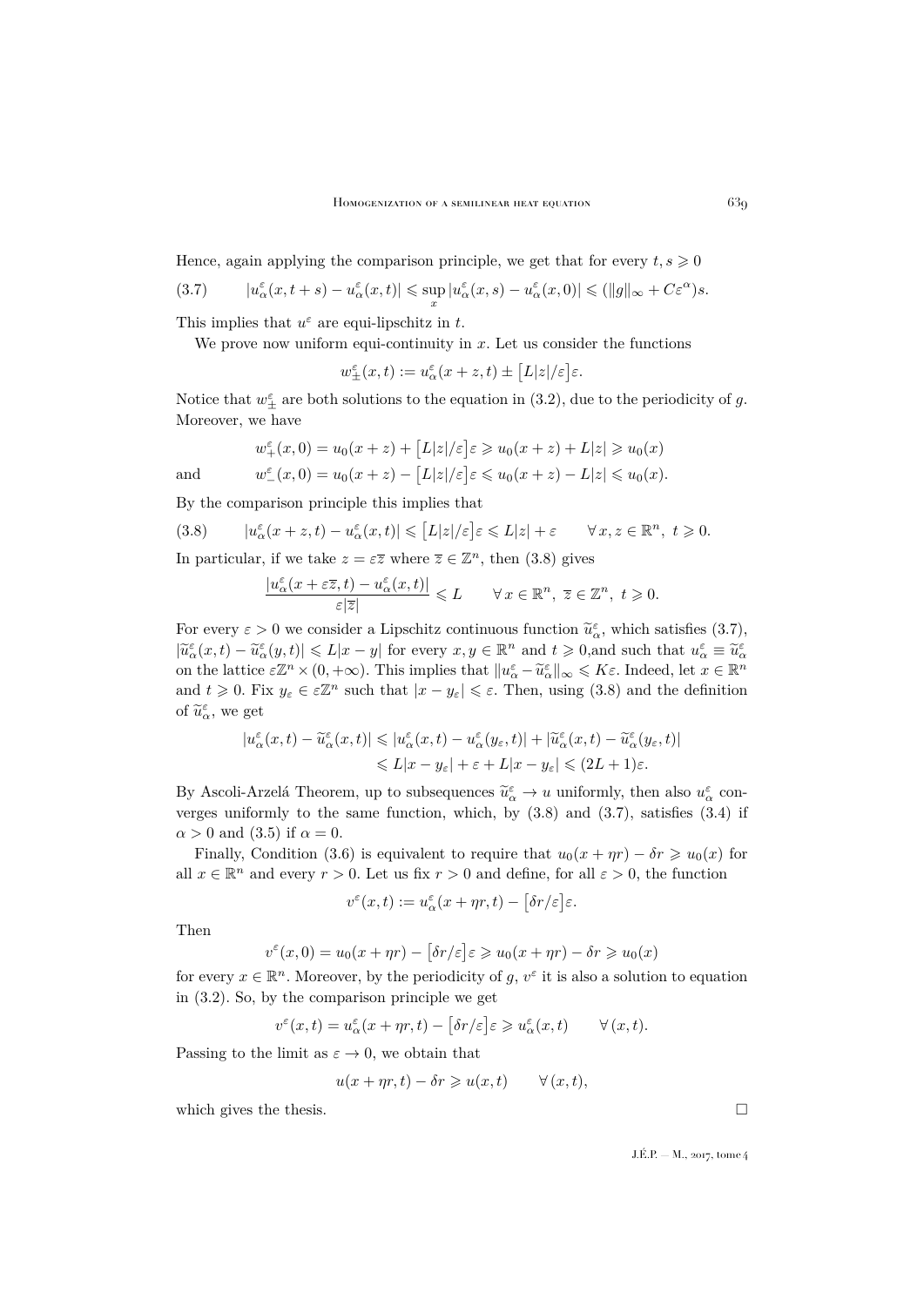Hence, again applying the comparison principle, we get that for every $t, s \geqslant 0$

$$|u_\alpha^\varepsilon(x, t+s) - u_\alpha^\varepsilon(x,t)| \leqslant \sup_x |u_\alpha^\varepsilon(x,s) - u_\alpha^\varepsilon(x,0)| \leqslant (\|g\|_\infty + C\varepsilon^\alpha)s. \tag{3.7}$$

This implies that $u^\varepsilon$ are equi-lipschitz in $t$.

We prove now uniform equi-continuity in $x$. Let us consider the functions

$$w_\pm^\varepsilon(x,t) := u_\alpha^\varepsilon(x+z,t) \pm \big[L|z|/\varepsilon\big]\varepsilon.$$

Notice that $w_\pm^\varepsilon$ are both solutions to the equation in (3.2), due to the periodicity of $g$. Moreover, we have

$$w_+^\varepsilon(x,0) = u_0(x+z) + \big[L|z|/\varepsilon\big]\varepsilon \geqslant u_0(x+z) + L|z| \geqslant u_0(x)$$

and $$w_-^\varepsilon(x,0) = u_0(x+z) - \big[L|z|/\varepsilon\big]\varepsilon \leqslant u_0(x+z) - L|z| \leqslant u_0(x).$$

By the comparison principle this implies that

$$|u_\alpha^\varepsilon(x+z,t) - u_\alpha^\varepsilon(x,t)| \leqslant \big[L|z|/\varepsilon\big]\varepsilon \leqslant L|z| + \varepsilon \qquad \forall\, x, z \in \mathbb{R}^n,\ t \geqslant 0. \tag{3.8}$$

In particular, if we take $z = \varepsilon\overline{z}$ where $\overline{z} \in \mathbb{Z}^n$, then (3.8) gives

$$\frac{|u_\alpha^\varepsilon(x+\varepsilon\overline{z},t) - u_\alpha^\varepsilon(x,t)|}{\varepsilon|\overline{z}|} \leqslant L \qquad \forall\, x \in \mathbb{R}^n,\ \overline{z} \in \mathbb{Z}^n,\ t \geqslant 0.$$

For every $\varepsilon > 0$ we consider a Lipschitz continuous function $\widetilde{u}_\alpha^\varepsilon$, which satisfies (3.7), $|\widetilde{u}_\alpha^\varepsilon(x,t) - \widetilde{u}_\alpha^\varepsilon(y,t)| \leqslant L|x-y|$ for every $x, y \in \mathbb{R}^n$ and $t \geqslant 0$,and such that $u_\alpha^\varepsilon \equiv \widetilde{u}_\alpha^\varepsilon$ on the lattice $\varepsilon\mathbb{Z}^n \times (0, +\infty)$. This implies that $\|u_\alpha^\varepsilon - \widetilde{u}_\alpha^\varepsilon\|_\infty \leqslant K\varepsilon$. Indeed, let $x \in \mathbb{R}^n$ and $t \geqslant 0$. Fix $y_\varepsilon \in \varepsilon\mathbb{Z}^n$ such that $|x - y_\varepsilon| \leqslant \varepsilon$. Then, using (3.8) and the definition of $\widetilde{u}_\alpha^\varepsilon$, we get

$$\begin{aligned}|u_\alpha^\varepsilon(x,t) - \widetilde{u}_\alpha^\varepsilon(x,t)| &\leqslant |u_\alpha^\varepsilon(x,t) - u_\alpha^\varepsilon(y_\varepsilon,t)| + |\widetilde{u}_\alpha^\varepsilon(x,t) - \widetilde{u}_\alpha^\varepsilon(y_\varepsilon,t)| \\ &\leqslant L|x-y_\varepsilon| + \varepsilon + L|x-y_\varepsilon| \leqslant (2L+1)\varepsilon.\end{aligned}$$

By Ascoli-Arzelá Theorem, up to subsequences $\widetilde{u}_\alpha^\varepsilon \to u$ uniformly, then also $u_\alpha^\varepsilon$ converges uniformly to the same function, which, by (3.8) and (3.7), satisfies (3.4) if $\alpha > 0$ and (3.5) if $\alpha = 0$.

Finally, Condition (3.6) is equivalent to require that $u_0(x+\eta r) - \delta r \geqslant u_0(x)$ for all $x \in \mathbb{R}^n$ and every $r > 0$. Let us fix $r > 0$ and define, for all $\varepsilon > 0$, the function

$$v^\varepsilon(x,t) := u_\alpha^\varepsilon(x+\eta r,t) - \big[\delta r/\varepsilon\big]\varepsilon.$$

Then

$$v^\varepsilon(x,0) = u_0(x+\eta r) - \big[\delta r/\varepsilon\big]\varepsilon \geqslant u_0(x+\eta r) - \delta r \geqslant u_0(x)$$

for every $x \in \mathbb{R}^n$. Moreover, by the periodicity of $g$, $v^\varepsilon$ it is also a solution to equation in (3.2). So, by the comparison principle we get

$$v^\varepsilon(x,t) = u_\alpha^\varepsilon(x+\eta r,t) - \big[\delta r/\varepsilon\big]\varepsilon \geqslant u_\alpha^\varepsilon(x,t) \qquad \forall\,(x,t).$$

Passing to the limit as $\varepsilon \to 0$, we obtain that

$$u(x+\eta r,t) - \delta r \geqslant u(x,t) \qquad \forall\,(x,t),$$

which gives the thesis. $\square$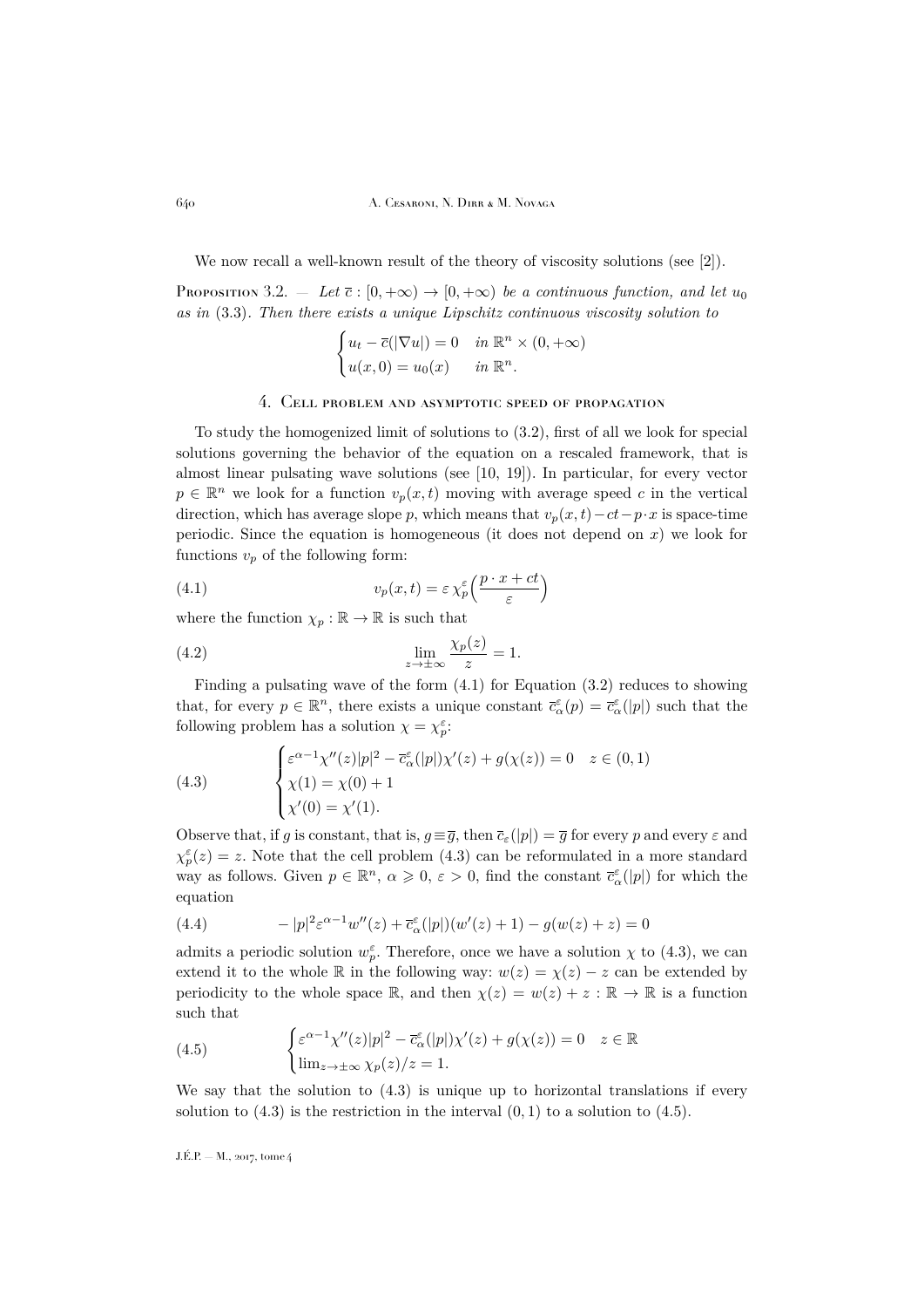We now recall a well-known result of the theory of viscosity solutions (see [2]).

Proposition 3.2. — *Let $\overline{c} : [0, +\infty) \to [0, +\infty)$ be a continuous function, and let $u_0$ as in* (3.3). *Then there exists a unique Lipschitz continuous viscosity solution to*

$$\begin{cases} u_t - \overline{c}(|\nabla u|) = 0 & \text{in } \mathbb{R}^n \times (0, +\infty) \\ u(x, 0) = u_0(x) & \text{in } \mathbb{R}^n. \end{cases}$$

## 4. Cell problem and asymptotic speed of propagation

To study the homogenized limit of solutions to (3.2), first of all we look for special solutions governing the behavior of the equation on a rescaled framework, that is almost linear pulsating wave solutions (see [10, 19]). In particular, for every vector $p \in \mathbb{R}^n$ we look for a function $v_p(x, t)$ moving with average speed $c$ in the vertical direction, which has average slope $p$, which means that $v_p(x, t) - ct - p \cdot x$ is space-time periodic. Since the equation is homogeneous (it does not depend on $x$) we look for functions $v_p$ of the following form:

$$v_p(x, t) = \varepsilon\, \chi_p^{\varepsilon}\Big(\frac{p \cdot x + ct}{\varepsilon}\Big) \tag{4.1}$$

where the function $\chi_p : \mathbb{R} \to \mathbb{R}$ is such that

$$\lim_{z \to \pm\infty} \frac{\chi_p(z)}{z} = 1. \tag{4.2}$$

Finding a pulsating wave of the form (4.1) for Equation (3.2) reduces to showing that, for every $p \in \mathbb{R}^n$, there exists a unique constant $\overline{c}_{\alpha}^{\varepsilon}(p) = \overline{c}_{\alpha}^{\varepsilon}(|p|)$ such that the following problem has a solution $\chi = \chi_p^{\varepsilon}$:

$$\begin{cases} \varepsilon^{\alpha-1}\chi''(z)|p|^2 - \overline{c}_{\alpha}^{\varepsilon}(|p|)\chi'(z) + g(\chi(z)) = 0 & z \in (0, 1) \\ \chi(1) = \chi(0) + 1 \\ \chi'(0) = \chi'(1). \end{cases} \tag{4.3}$$

Observe that, if $g$ is constant, that is, $g \equiv \overline{g}$, then $\overline{c}_{\varepsilon}(|p|) = \overline{g}$ for every $p$ and every $\varepsilon$ and $\chi_p^{\varepsilon}(z) = z$. Note that the cell problem (4.3) can be reformulated in a more standard way as follows. Given $p \in \mathbb{R}^n$, $\alpha \geqslant 0$, $\varepsilon > 0$, find the constant $\overline{c}_{\alpha}^{\varepsilon}(|p|)$ for which the equation

$$-|p|^2\varepsilon^{\alpha-1}w''(z) + \overline{c}_{\alpha}^{\varepsilon}(|p|)(w'(z) + 1) - g(w(z) + z) = 0 \tag{4.4}$$

admits a periodic solution $w_p^{\varepsilon}$. Therefore, once we have a solution $\chi$ to (4.3), we can extend it to the whole $\mathbb{R}$ in the following way: $w(z) = \chi(z) - z$ can be extended by periodicity to the whole space $\mathbb{R}$, and then $\chi(z) = w(z) + z : \mathbb{R} \to \mathbb{R}$ is a function such that

$$\begin{cases} \varepsilon^{\alpha-1}\chi''(z)|p|^2 - \overline{c}_{\alpha}^{\varepsilon}(|p|)\chi'(z) + g(\chi(z)) = 0 & z \in \mathbb{R} \\ \lim_{z \to \pm\infty} \chi_p(z)/z = 1. \end{cases} \tag{4.5}$$

We say that the solution to (4.3) is unique up to horizontal translations if every solution to (4.3) is the restriction in the interval $(0, 1)$ to a solution to (4.5).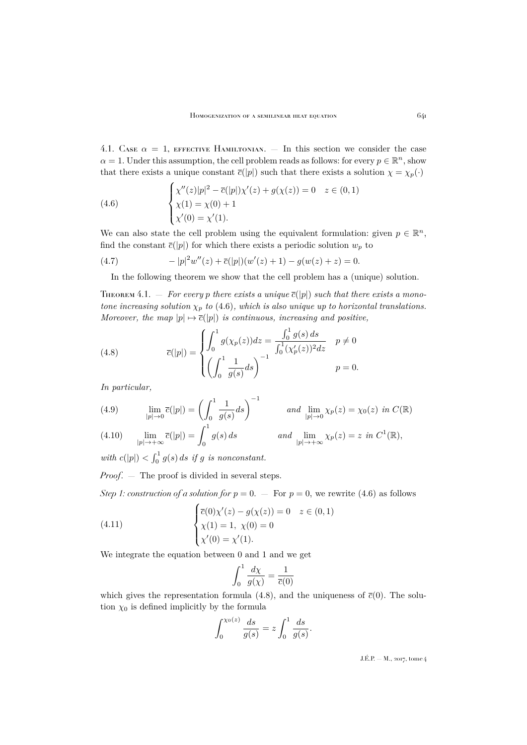4.1. Case $\alpha = 1$, effective Hamiltonian. — In this section we consider the case $\alpha = 1$. Under this assumption, the cell problem reads as follows: for every $p \in \mathbb{R}^n$, show that there exists a unique constant $\overline{c}(|p|)$ such that there exists a solution $\chi = \chi_p(\cdot)$

$$
\begin{cases}
\chi''(z)|p|^2 - \overline{c}(|p|)\chi'(z) + g(\chi(z)) = 0 \quad z \in (0,1) \\
\chi(1) = \chi(0) + 1 \\
\chi'(0) = \chi'(1).
\end{cases}
\tag{4.6}
$$

We can also state the cell problem using the equivalent formulation: given $p \in \mathbb{R}^n$, find the constant $\overline{c}(|p|)$ for which there exists a periodic solution $w_p$ to

$$
-|p|^2 w''(z) + \overline{c}(|p|)(w'(z) + 1) - g(w(z) + z) = 0. \tag{4.7}
$$

In the following theorem we show that the cell problem has a (unique) solution.

Theorem 4.1. — *For every $p$ there exists a unique $\overline{c}(|p|)$ such that there exists a monotone increasing solution $\chi_p$ to (4.6), which is also unique up to horizontal translations. Moreover, the map $|p| \mapsto \overline{c}(|p|)$ is continuous, increasing and positive,*

$$
\overline{c}(|p|) = \begin{cases}
\displaystyle\int_0^1 g(\chi_p(z))dz = \frac{\int_0^1 g(s)\,ds}{\int_0^1 (\chi_p'(z))^2 dz} & p \neq 0 \\[2ex]
\displaystyle\left(\int_0^1 \frac{1}{g(s)} ds\right)^{-1} & p = 0.
\end{cases}
\tag{4.8}
$$

*In particular,*

$$
\lim_{|p| \to 0} \overline{c}(|p|) = \left(\int_0^1 \frac{1}{g(s)} ds\right)^{-1} \qquad \text{and } \lim_{|p| \to 0} \chi_p(z) = \chi_0(z) \text{ in } C(\mathbb{R}) \tag{4.9}
$$

$$
\lim_{|p| \to +\infty} \overline{c}(|p|) = \int_0^1 g(s)\,ds \qquad \text{and } \lim_{|p| \to +\infty} \chi_p(z) = z \text{ in } C^1(\mathbb{R}), \tag{4.10}
$$

*with $c(|p|) < \int_0^1 g(s)\,ds$ if $g$ is nonconstant.*

*Proof*. — The proof is divided in several steps.

*Step 1: construction of a solution for $p = 0$.* — For $p = 0$, we rewrite (4.6) as follows

$$
\begin{cases}
\overline{c}(0)\chi'(z) - g(\chi(z)) = 0 \quad z \in (0,1) \\
\chi(1) = 1, \ \chi(0) = 0 \\
\chi'(0) = \chi'(1).
\end{cases}
\tag{4.11}
$$

We integrate the equation between 0 and 1 and we get

$$
\int_0^1 \frac{d\chi}{g(\chi)} = \frac{1}{\overline{c}(0)}
$$

which gives the representation formula (4.8), and the uniqueness of $\overline{c}(0)$. The solution $\chi_0$ is defined implicitly by the formula

$$
\int_0^{\chi_0(z)} \frac{ds}{g(s)} = z \int_0^1 \frac{ds}{g(s)}.
$$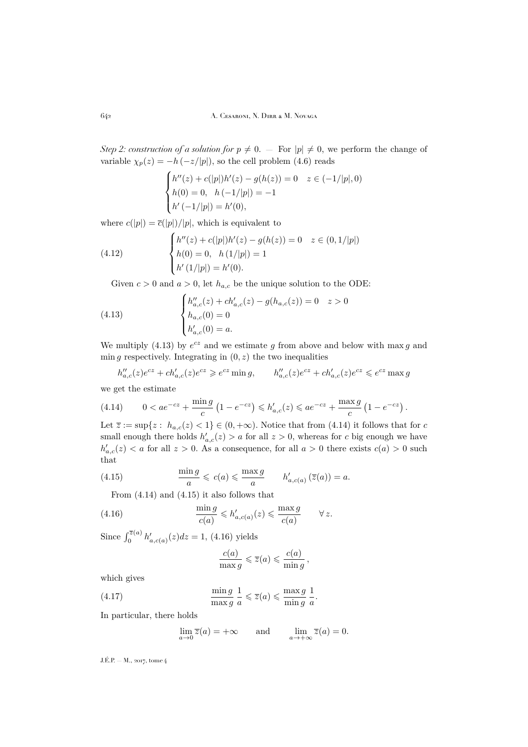*Step 2: construction of a solution for $p \neq 0$.* — For $|p| \neq 0$, we perform the change of variable $\chi_p(z) = -h(-z/|p|)$, so the cell problem (4.6) reads

$$\begin{cases} h''(z) + c(|p|)h'(z) - g(h(z)) = 0 \quad z \in (-1/|p|, 0) \\ h(0) = 0, \quad h(-1/|p|) = -1 \\ h'(-1/|p|) = h'(0), \end{cases}$$

where $c(|p|) = \overline{c}(|p|)/|p|$, which is equivalent to

$$\begin{cases} h''(z) + c(|p|)h'(z) - g(h(z)) = 0 \quad z \in (0, 1/|p|) \\ h(0) = 0, \quad h(1/|p|) = 1 \\ h'(1/|p|) = h'(0). \end{cases} \tag{4.12}$$

Given $c > 0$ and $a > 0$, let $h_{a,c}$ be the unique solution to the ODE:

$$\begin{cases} h''_{a,c}(z) + ch'_{a,c}(z) - g(h_{a,c}(z)) = 0 \quad z > 0 \\ h_{a,c}(0) = 0 \\ h'_{a,c}(0) = a. \end{cases} \tag{4.13}$$

We multiply (4.13) by $e^{cz}$ and we estimate $g$ from above and below with $\max g$ and $\min g$ respectively. Integrating in $(0, z)$ the two inequalities

$$h''_{a,c}(z)e^{cz} + ch'_{a,c}(z)e^{cz} \geqslant e^{cz}\min g, \qquad h''_{a,c}(z)e^{cz} + ch'_{a,c}(z)e^{cz} \leqslant e^{cz}\max g$$

we get the estimate

$$0 < ae^{-cz} + \frac{\min g}{c}\left(1 - e^{-cz}\right) \leqslant h'_{a,c}(z) \leqslant ae^{-cz} + \frac{\max g}{c}\left(1 - e^{-cz}\right). \tag{4.14}$$

Let $\overline{z} := \sup\{z : \ h_{a,c}(z) < 1\} \in (0, +\infty)$. Notice that from (4.14) it follows that for $c$ small enough there holds $h'_{a,c}(z) > a$ for all $z > 0$, whereas for $c$ big enough we have $h'_{a,c}(z) < a$ for all $z > 0$. As a consequence, for all $a > 0$ there exists $c(a) > 0$ such that

$$\frac{\min g}{a} \leqslant c(a) \leqslant \frac{\max g}{a} \qquad h'_{a,c(a)}\left(\overline{z}(a)\right) = a. \tag{4.15}$$

From (4.14) and (4.15) it also follows that

$$\frac{\min g}{c(a)} \leqslant h'_{a,c(a)}(z) \leqslant \frac{\max g}{c(a)} \qquad \forall\, z. \tag{4.16}$$

Since $\int_0^{\overline{z}(a)} h'_{a,c(a)}(z)dz = 1$, (4.16) yields

$$\frac{c(a)}{\max g} \leqslant \overline{z}(a) \leqslant \frac{c(a)}{\min g},$$

which gives

$$\frac{\min g}{\max g}\,\frac{1}{a} \leqslant \overline{z}(a) \leqslant \frac{\max g}{\min g}\,\frac{1}{a}. \tag{4.17}$$

In particular, there holds

$$\lim_{a \to 0} \overline{z}(a) = +\infty \qquad \text{and} \qquad \lim_{a \to +\infty} \overline{z}(a) = 0.$$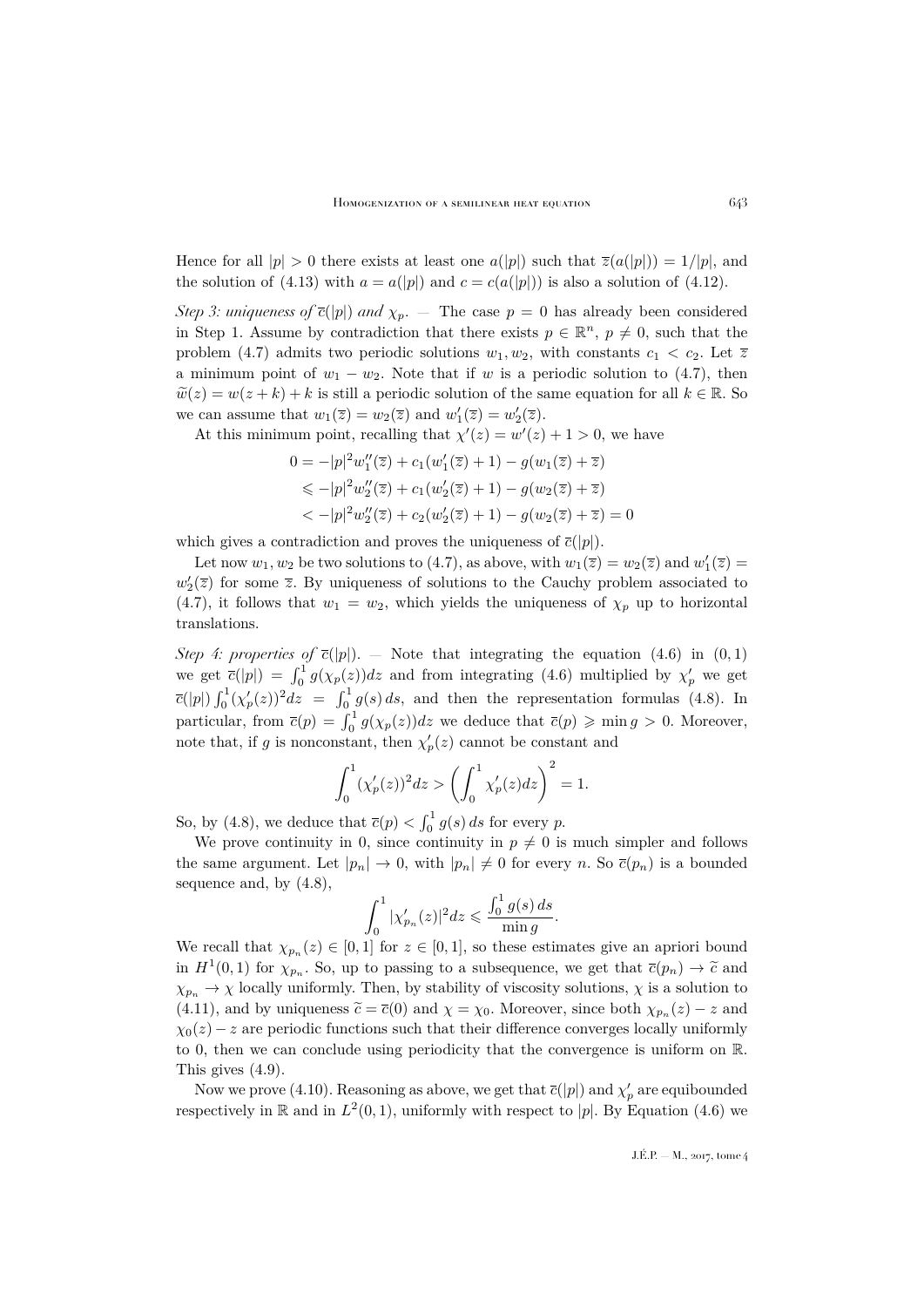Hence for all $|p| > 0$ there exists at least one $a(|p|)$ such that $\overline{z}(a(|p|)) = 1/|p|$, and the solution of (4.13) with $a = a(|p|)$ and $c = c(a(|p|))$ is also a solution of (4.12).

*Step 3: uniqueness of $\overline{c}(|p|)$ and $\chi_p$.* — The case $p = 0$ has already been considered in Step 1. Assume by contradiction that there exists $p \in \mathbb{R}^n$, $p \neq 0$, such that the problem (4.7) admits two periodic solutions $w_1, w_2$, with constants $c_1 < c_2$. Let $\overline{z}$ a minimum point of $w_1 - w_2$. Note that if $w$ is a periodic solution to (4.7), then $\widetilde{w}(z) = w(z + k) + k$ is still a periodic solution of the same equation for all $k \in \mathbb{R}$. So we can assume that $w_1(\overline{z}) = w_2(\overline{z})$ and $w_1'(\overline{z}) = w_2'(\overline{z})$.

At this minimum point, recalling that $\chi'(z) = w'(z) + 1 > 0$, we have

$$
\begin{aligned}
0 &= -|p|^2 w_1''(\overline{z}) + c_1(w_1'(\overline{z}) + 1) - g(w_1(\overline{z}) + \overline{z}) \\
&\leqslant -|p|^2 w_2''(\overline{z}) + c_1(w_2'(\overline{z}) + 1) - g(w_2(\overline{z}) + \overline{z}) \\
&< -|p|^2 w_2''(\overline{z}) + c_2(w_2'(\overline{z}) + 1) - g(w_2(\overline{z}) + \overline{z}) = 0
\end{aligned}
$$

which gives a contradiction and proves the uniqueness of $\overline{c}(|p|)$.

Let now $w_1, w_2$ be two solutions to (4.7), as above, with $w_1(\overline{z}) = w_2(\overline{z})$ and $w_1'(\overline{z}) = w_2'(\overline{z})$ for some $\overline{z}$. By uniqueness of solutions to the Cauchy problem associated to (4.7), it follows that $w_1 = w_2$, which yields the uniqueness of $\chi_p$ up to horizontal translations.

*Step 4: properties of $\overline{c}(|p|)$.* — Note that integrating the equation (4.6) in $(0,1)$ we get $\overline{c}(|p|) = \int_0^1 g(\chi_p(z))dz$ and from integrating (4.6) multiplied by $\chi_p'$ we get $\overline{c}(|p|) \int_0^1 (\chi_p'(z))^2 dz = \int_0^1 g(s)\, ds$, and then the representation formulas (4.8). In particular, from $\overline{c}(p) = \int_0^1 g(\chi_p(z))dz$ we deduce that $\overline{c}(p) \geqslant \min g > 0$. Moreover, note that, if $g$ is nonconstant, then $\chi_p'(z)$ cannot be constant and

$$
\int_0^1 (\chi_p'(z))^2 dz > \left( \int_0^1 \chi_p'(z) dz \right)^2 = 1.
$$

So, by (4.8), we deduce that $\overline{c}(p) < \int_0^1 g(s)\, ds$ for every $p$.

We prove continuity in 0, since continuity in $p \neq 0$ is much simpler and follows the same argument. Let $|p_n| \to 0$, with $|p_n| \neq 0$ for every $n$. So $\overline{c}(p_n)$ is a bounded sequence and, by (4.8),

$$
\int_0^1 |\chi_{p_n}'(z)|^2 dz \leqslant \frac{\int_0^1 g(s)\, ds}{\min g}.
$$

We recall that $\chi_{p_n}(z) \in [0,1]$ for $z \in [0,1]$, so these estimates give an apriori bound in $H^1(0,1)$ for $\chi_{p_n}$. So, up to passing to a subsequence, we get that $\overline{c}(p_n) \to \widetilde{c}$ and $\chi_{p_n} \to \chi$ locally uniformly. Then, by stability of viscosity solutions, $\chi$ is a solution to (4.11), and by uniqueness $\widetilde{c} = \overline{c}(0)$ and $\chi = \chi_0$. Moreover, since both $\chi_{p_n}(z) - z$ and $\chi_0(z) - z$ are periodic functions such that their difference converges locally uniformly to 0, then we can conclude using periodicity that the convergence is uniform on $\mathbb{R}$. This gives (4.9).

Now we prove (4.10). Reasoning as above, we get that $\overline{c}(|p|)$ and $\chi_p'$ are equibounded respectively in $\mathbb{R}$ and in $L^2(0,1)$, uniformly with respect to $|p|$. By Equation (4.6) we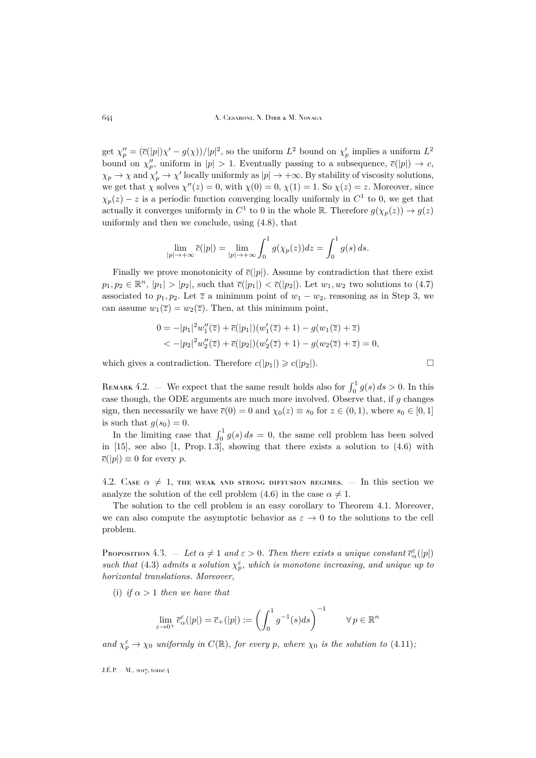get $\chi_p'' = (\overline{c}(|p|)\chi' - g(\chi))/|p|^2$, so the uniform $L^2$ bound on $\chi_p'$ implies a uniform $L^2$ bound on $\chi_p''$, uniform in $|p| > 1$. Eventually passing to a subsequence, $\overline{c}(|p|) \to c$, $\chi_p \to \chi$ and $\chi_p' \to \chi'$ locally uniformly as $|p| \to +\infty$. By stability of viscosity solutions, we get that $\chi$ solves $\chi''(z) = 0$, with $\chi(0) = 0$, $\chi(1) = 1$. So $\chi(z) = z$. Moreover, since $\chi_p(z) - z$ is a periodic function converging locally uniformly in $C^1$ to 0, we get that actually it converges uniformly in $C^1$ to 0 in the whole $\mathbb{R}$. Therefore $g(\chi_p(z)) \to g(z)$ uniformly and then we conclude, using (4.8), that

$$\lim_{|p| \to +\infty} \overline{c}(|p|) = \lim_{|p| \to +\infty} \int_0^1 g(\chi_p(z)) dz = \int_0^1 g(s)\, ds.$$

Finally we prove monotonicity of $\overline{c}(|p|)$. Assume by contradiction that there exist $p_1, p_2 \in \mathbb{R}^n$, $|p_1| > |p_2|$, such that $\overline{c}(|p_1|) < \overline{c}(|p_2|)$. Let $w_1, w_2$ two solutions to (4.7) associated to $p_1, p_2$. Let $\overline{z}$ a minimum point of $w_1 - w_2$, reasoning as in Step 3, we can assume $w_1(\overline{z}) = w_2(\overline{z})$. Then, at this minimum point,

$$\begin{aligned} 0 &= -|p_1|^2 w_1''(\overline{z}) + \overline{c}(|p_1|)(w_1'(\overline{z}) + 1) - g(w_1(\overline{z}) + \overline{z}) \\ &< -|p_2|^2 w_2''(\overline{z}) + \overline{c}(|p_2|)(w_2'(\overline{z}) + 1) - g(w_2(\overline{z}) + \overline{z}) = 0, \end{aligned}$$

which gives a contradiction. Therefore $c(|p_1|) \geqslant c(|p_2|)$. $\square$

Remark 4.2. — We expect that the same result holds also for $\int_0^1 g(s)\, ds > 0$. In this case though, the ODE arguments are much more involved. Observe that, if $g$ changes sign, then necessarily we have $\overline{c}(0) = 0$ and $\chi_0(z) \equiv s_0$ for $z \in (0,1)$, where $s_0 \in [0,1]$ is such that $g(s_0) = 0$.

In the limiting case that $\int_0^1 g(s)\, ds = 0$, the same cell problem has been solved in [15], see also [1, Prop. 1.3], showing that there exists a solution to (4.6) with $\overline{c}(|p|) \equiv 0$ for every $p$.

## 4.2. Case $\alpha \neq 1$, the weak and strong diffusion regimes.

In this section we analyze the solution of the cell problem (4.6) in the case $\alpha \neq 1$.

The solution to the cell problem is an easy corollary to Theorem 4.1. Moreover, we can also compute the asymptotic behavior as $\varepsilon \to 0$ to the solutions to the cell problem.

Proposition 4.3. — *Let $\alpha \neq 1$ and $\varepsilon > 0$. Then there exists a unique constant $\overline{c}^{\varepsilon}_{\alpha}(|p|)$ such that* (4.3) *admits a solution $\chi_p^{\varepsilon}$, which is monotone increasing, and unique up to horizontal translations. Moreover,*

(i) *if $\alpha > 1$ then we have that*

$$\lim_{\varepsilon \to 0^+} \overline{c}^{\varepsilon}_{\alpha}(|p|) = \overline{c}_+(|p|) := \left( \int_0^1 g^{-1}(s) ds \right)^{-1} \qquad \forall\, p \in \mathbb{R}^n$$

*and $\chi_p^{\varepsilon} \to \chi_0$ uniformly in $C(\mathbb{R})$, for every $p$, where $\chi_0$ is the solution to* (4.11)*;*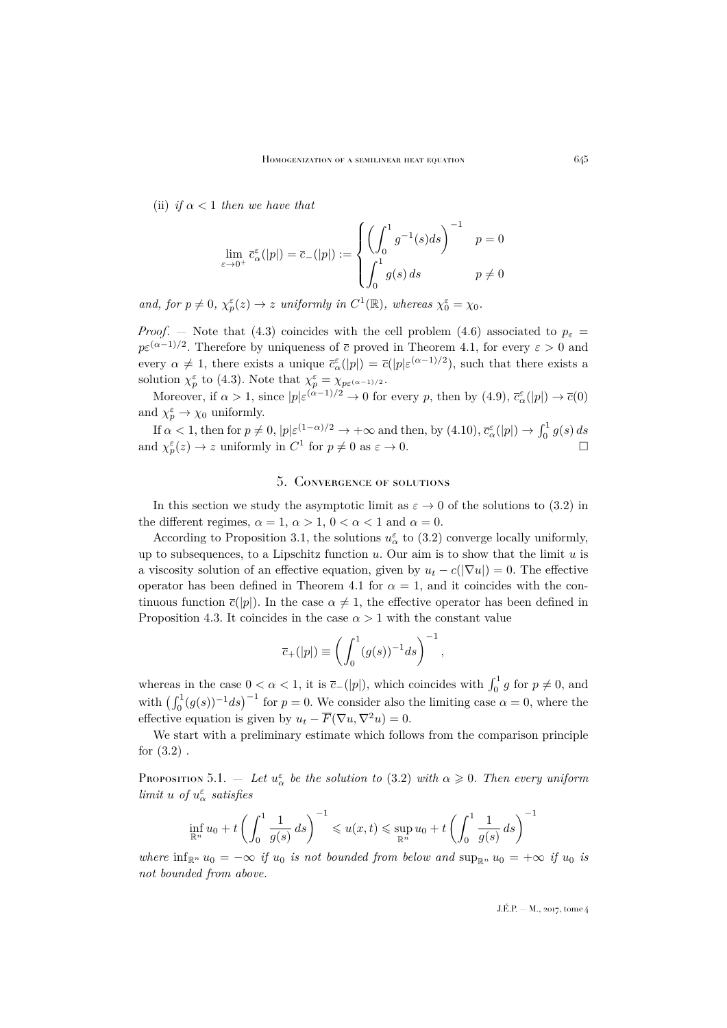(ii) *if $\alpha < 1$ then we have that*

$$\lim_{\varepsilon\to 0^+} \overline{c}^{\varepsilon}_{\alpha}(|p|) = \overline{c}_-(|p|) := \begin{cases} \left(\displaystyle\int_0^1 g^{-1}(s)ds\right)^{-1} & p = 0 \\ \displaystyle\int_0^1 g(s)\, ds & p \neq 0 \end{cases}$$

*and, for $p \neq 0$, $\chi^{\varepsilon}_p(z) \to z$ uniformly in $C^1(\mathbb{R})$, whereas $\chi^{\varepsilon}_0 = \chi_0$.*

*Proof*. — Note that (4.3) coincides with the cell problem (4.6) associated to $p_\varepsilon = p\varepsilon^{(\alpha-1)/2}$. Therefore by uniqueness of $\overline{c}$ proved in Theorem 4.1, for every $\varepsilon > 0$ and every $\alpha \neq 1$, there exists a unique $\overline{c}^{\varepsilon}_{\alpha}(|p|) = \overline{c}(|p|\varepsilon^{(\alpha-1)/2})$, such that there exists a solution $\chi^{\varepsilon}_p$ to (4.3). Note that $\chi^{\varepsilon}_p = \chi_{p\varepsilon^{(\alpha-1)/2}}$.

Moreover, if $\alpha > 1$, since $|p|\varepsilon^{(\alpha-1)/2} \to 0$ for every $p$, then by (4.9), $\overline{c}^{\varepsilon}_{\alpha}(|p|) \to \overline{c}(0)$ and $\chi^{\varepsilon}_p \to \chi_0$ uniformly.

If $\alpha < 1$, then for $p \neq 0$, $|p|\varepsilon^{(1-\alpha)/2} \to +\infty$ and then, by (4.10), $\overline{c}^{\varepsilon}_{\alpha}(|p|) \to \int_0^1 g(s)\, ds$ and $\chi^{\varepsilon}_p(z) \to z$ uniformly in $C^1$ for $p \neq 0$ as $\varepsilon \to 0$. □

## 5. Convergence of solutions

In this section we study the asymptotic limit as $\varepsilon \to 0$ of the solutions to (3.2) in the different regimes, $\alpha = 1$, $\alpha > 1$, $0 < \alpha < 1$ and $\alpha = 0$.

According to Proposition 3.1, the solutions $u^{\varepsilon}_{\alpha}$ to (3.2) converge locally uniformly, up to subsequences, to a Lipschitz function $u$. Our aim is to show that the limit $u$ is a viscosity solution of an effective equation, given by $u_t - c(|\nabla u|) = 0$. The effective operator has been defined in Theorem 4.1 for $\alpha = 1$, and it coincides with the continuous function $\overline{c}(|p|)$. In the case $\alpha \neq 1$, the effective operator has been defined in Proposition 4.3. It coincides in the case $\alpha > 1$ with the constant value

$$\overline{c}_+(|p|) \equiv \left(\int_0^1 (g(s))^{-1} ds\right)^{-1},$$

whereas in the case $0 < \alpha < 1$, it is $\overline{c}_-(|p|)$, which coincides with $\int_0^1 g$ for $p \neq 0$, and with $\left(\int_0^1 (g(s))^{-1} ds\right)^{-1}$ for $p = 0$. We consider also the limiting case $\alpha = 0$, where the effective equation is given by $u_t - \overline{F}(\nabla u, \nabla^2 u) = 0$.

We start with a preliminary estimate which follows from the comparison principle for (3.2) .

Proposition 5.1. — *Let $u^{\varepsilon}_{\alpha}$ be the solution to (3.2) with $\alpha \geqslant 0$. Then every uniform limit $u$ of $u^{\varepsilon}_{\alpha}$ satisfies*

$$\inf_{\mathbb{R}^n} u_0 + t\left(\int_0^1 \frac{1}{g(s)}\, ds\right)^{-1} \leqslant u(x,t) \leqslant \sup_{\mathbb{R}^n} u_0 + t\left(\int_0^1 \frac{1}{g(s)}\, ds\right)^{-1}$$

*where $\inf_{\mathbb{R}^n} u_0 = -\infty$ if $u_0$ is not bounded from below and $\sup_{\mathbb{R}^n} u_0 = +\infty$ if $u_0$ is not bounded from above.*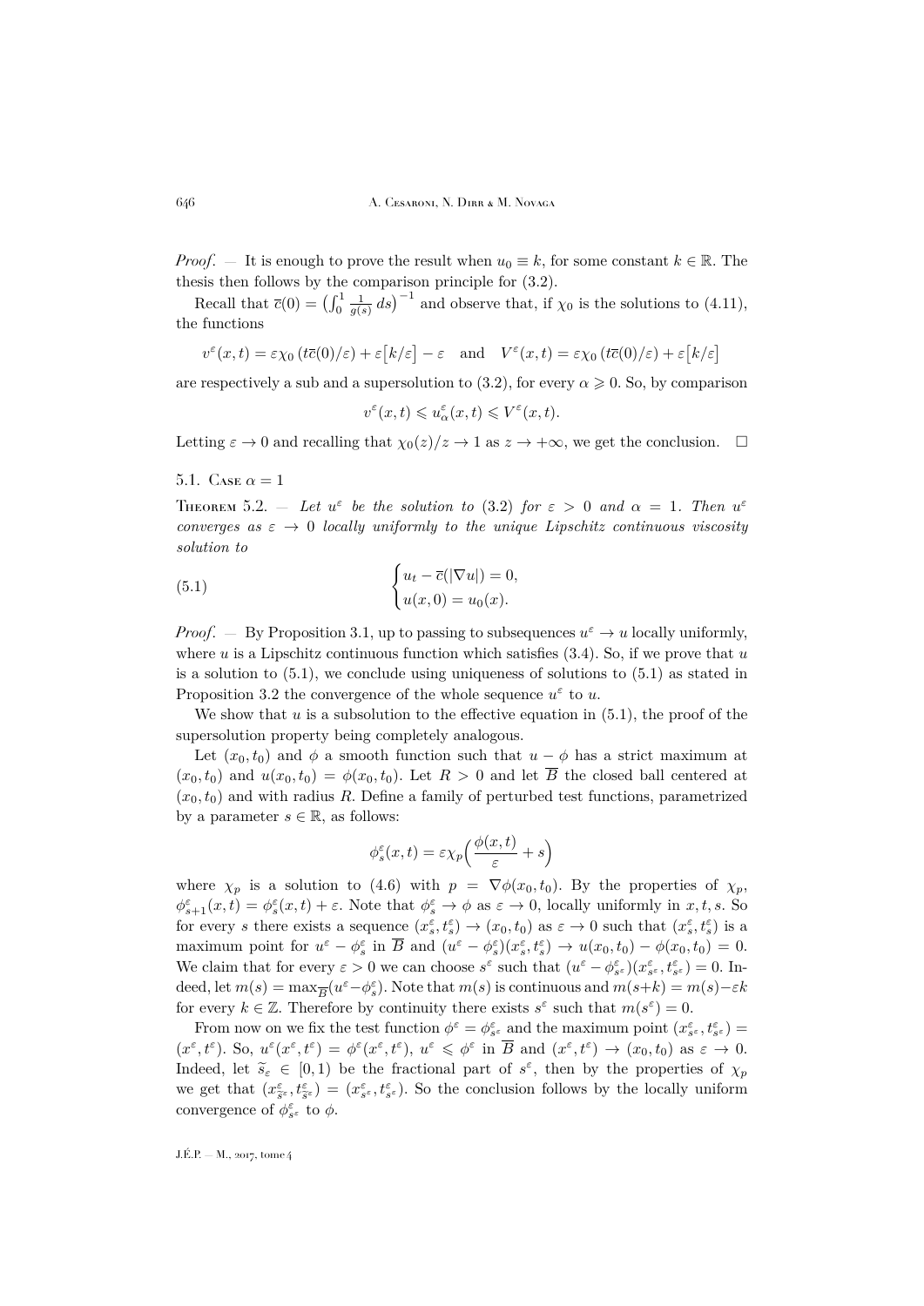*Proof*. — It is enough to prove the result when $u_0 \equiv k$, for some constant $k \in \mathbb{R}$. The thesis then follows by the comparison principle for (3.2).

Recall that $\overline{c}(0) = \left(\int_0^1 \frac{1}{g(s)}\,ds\right)^{-1}$ and observe that, if $\chi_0$ is the solutions to (4.11), the functions

$$v^\varepsilon(x,t) = \varepsilon\chi_0\left(t\overline{c}(0)/\varepsilon\right) + \varepsilon\big[k/\varepsilon\big] - \varepsilon \quad \text{and} \quad V^\varepsilon(x,t) = \varepsilon\chi_0\left(t\overline{c}(0)/\varepsilon\right) + \varepsilon\big[k/\varepsilon\big]$$

are respectively a sub and a supersolution to (3.2), for every $\alpha \geqslant 0$. So, by comparison

$$v^\varepsilon(x,t) \leqslant u^\varepsilon_\alpha(x,t) \leqslant V^\varepsilon(x,t).$$

Letting $\varepsilon \to 0$ and recalling that $\chi_0(z)/z \to 1$ as $z \to +\infty$, we get the conclusion. $\square$

## 5.1. Case $\alpha = 1$

**Theorem 5.2.** — *Let $u^\varepsilon$ be the solution to (3.2) for $\varepsilon > 0$ and $\alpha = 1$. Then $u^\varepsilon$ converges as $\varepsilon \to 0$ locally uniformly to the unique Lipschitz continuous viscosity solution to*

$$\begin{cases} u_t - \overline{c}(|\nabla u|) = 0, \\ u(x,0) = u_0(x). \end{cases} \tag{5.1}$$

*Proof*. — By Proposition 3.1, up to passing to subsequences $u^\varepsilon \to u$ locally uniformly, where $u$ is a Lipschitz continuous function which satisfies (3.4). So, if we prove that $u$ is a solution to (5.1), we conclude using uniqueness of solutions to (5.1) as stated in Proposition 3.2 the convergence of the whole sequence $u^\varepsilon$ to $u$.

We show that $u$ is a subsolution to the effective equation in (5.1), the proof of the supersolution property being completely analogous.

Let $(x_0,t_0)$ and $\phi$ a smooth function such that $u - \phi$ has a strict maximum at $(x_0,t_0)$ and $u(x_0,t_0) = \phi(x_0,t_0)$. Let $R > 0$ and let $\overline{B}$ the closed ball centered at $(x_0,t_0)$ and with radius $R$. Define a family of perturbed test functions, parametrized by a parameter $s \in \mathbb{R}$, as follows:

$$\phi^\varepsilon_s(x,t) = \varepsilon\chi_p\Big(\frac{\phi(x,t)}{\varepsilon} + s\Big)$$

where $\chi_p$ is a solution to (4.6) with $p = \nabla\phi(x_0,t_0)$. By the properties of $\chi_p$, $\phi^\varepsilon_{s+1}(x,t) = \phi^\varepsilon_s(x,t) + \varepsilon$. Note that $\phi^\varepsilon_s \to \phi$ as $\varepsilon \to 0$, locally uniformly in $x, t, s$. So for every $s$ there exists a sequence $(x^\varepsilon_s, t^\varepsilon_s) \to (x_0,t_0)$ as $\varepsilon \to 0$ such that $(x^\varepsilon_s, t^\varepsilon_s)$ is a maximum point for $u^\varepsilon - \phi^\varepsilon_s$ in $\overline{B}$ and $(u^\varepsilon - \phi^\varepsilon_s)(x^\varepsilon_s, t^\varepsilon_s) \to u(x_0,t_0) - \phi(x_0,t_0) = 0$. We claim that for every $\varepsilon > 0$ we can choose $s^\varepsilon$ such that $(u^\varepsilon - \phi^\varepsilon_{s^\varepsilon})(x^\varepsilon_{s^\varepsilon}, t^\varepsilon_{s^\varepsilon}) = 0$. Indeed, let $m(s) = \max_{\overline{B}}(u^\varepsilon - \phi^\varepsilon_s)$. Note that $m(s)$ is continuous and $m(s+k) = m(s) - \varepsilon k$ for every $k \in \mathbb{Z}$. Therefore by continuity there exists $s^\varepsilon$ such that $m(s^\varepsilon) = 0$.

From now on we fix the test function $\phi^\varepsilon = \phi^\varepsilon_{s^\varepsilon}$ and the maximum point $(x^\varepsilon_{s^\varepsilon}, t^\varepsilon_{s^\varepsilon}) = (x^\varepsilon, t^\varepsilon)$. So, $u^\varepsilon(x^\varepsilon, t^\varepsilon) = \phi^\varepsilon(x^\varepsilon, t^\varepsilon)$, $u^\varepsilon \leqslant \phi^\varepsilon$ in $\overline{B}$ and $(x^\varepsilon, t^\varepsilon) \to (x_0,t_0)$ as $\varepsilon \to 0$. Indeed, let $\widetilde{s}_\varepsilon \in [0,1)$ be the fractional part of $s^\varepsilon$, then by the properties of $\chi_p$ we get that $(x^\varepsilon_{\widetilde{s}^\varepsilon}, t^\varepsilon_{\widetilde{s}^\varepsilon}) = (x^\varepsilon_{s^\varepsilon}, t^\varepsilon_{s^\varepsilon})$. So the conclusion follows by the locally uniform convergence of $\phi^\varepsilon_{s^\varepsilon}$ to $\phi$.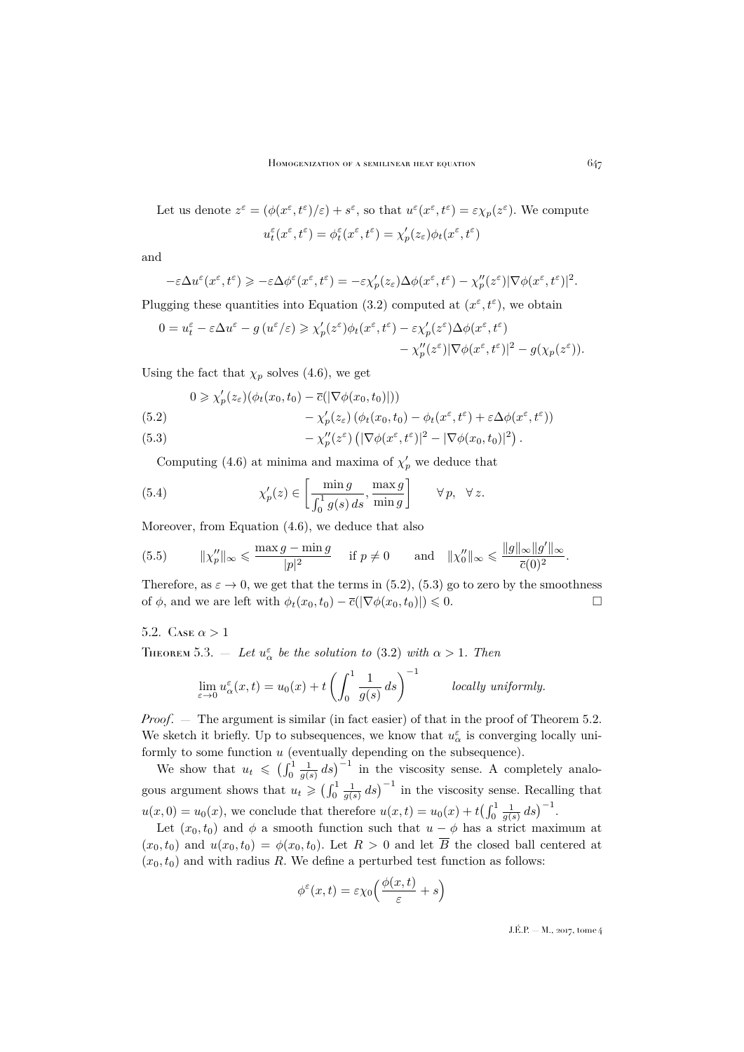Let us denote $z^\varepsilon = (\phi(x^\varepsilon, t^\varepsilon)/\varepsilon) + s^\varepsilon$, so that $u^\varepsilon(x^\varepsilon, t^\varepsilon) = \varepsilon\chi_p(z^\varepsilon)$. We compute

$$u_t^\varepsilon(x^\varepsilon, t^\varepsilon) = \phi_t^\varepsilon(x^\varepsilon, t^\varepsilon) = \chi_p'(z_\varepsilon)\phi_t(x^\varepsilon, t^\varepsilon)$$

and

$$-\varepsilon\Delta u^\varepsilon(x^\varepsilon, t^\varepsilon) \geqslant -\varepsilon\Delta\phi^\varepsilon(x^\varepsilon, t^\varepsilon) = -\varepsilon\chi_p'(z_\varepsilon)\Delta\phi(x^\varepsilon, t^\varepsilon) - \chi_p''(z^\varepsilon)|\nabla\phi(x^\varepsilon, t^\varepsilon)|^2.$$

Plugging these quantities into Equation (3.2) computed at $(x^\varepsilon, t^\varepsilon)$, we obtain

$$0 = u_t^\varepsilon - \varepsilon\Delta u^\varepsilon - g\left(u^\varepsilon/\varepsilon\right) \geqslant \chi_p'(z^\varepsilon)\phi_t(x^\varepsilon, t^\varepsilon) - \varepsilon\chi_p'(z^\varepsilon)\Delta\phi(x^\varepsilon, t^\varepsilon) - \chi_p''(z^\varepsilon)|\nabla\phi(x^\varepsilon, t^\varepsilon)|^2 - g(\chi_p(z^\varepsilon)).$$

Using the fact that $\chi_p$ solves (4.6), we get

$$\begin{aligned} 0 \geqslant{}& \chi_p'(z_\varepsilon)(\phi_t(x_0, t_0) - \overline{c}(|\nabla\phi(x_0, t_0)|)) \\ &- \chi_p'(z_\varepsilon)\left(\phi_t(x_0, t_0) - \phi_t(x^\varepsilon, t^\varepsilon) + \varepsilon\Delta\phi(x^\varepsilon, t^\varepsilon)\right) \qquad (5.2)\\ &- \chi_p''(z^\varepsilon)\left(|\nabla\phi(x^\varepsilon, t^\varepsilon)|^2 - |\nabla\phi(x_0, t_0)|^2\right). \qquad (5.3) \end{aligned}$$

Computing (4.6) at minima and maxima of $\chi_p'$ we deduce that

$$\chi_p'(z) \in \left[\frac{\min g}{\int_0^1 g(s)\, ds}, \frac{\max g}{\min g}\right] \qquad \forall\, p, \quad \forall\, z. \tag{5.4}$$

Moreover, from Equation (4.6), we deduce that also

$$\|\chi_p''\|_\infty \leqslant \frac{\max g - \min g}{|p|^2} \quad \text{if } p \neq 0 \qquad \text{and} \quad \|\chi_0''\|_\infty \leqslant \frac{\|g\|_\infty \|g'\|_\infty}{\overline{c}(0)^2}. \tag{5.5}$$

Therefore, as $\varepsilon \to 0$, we get that the terms in (5.2), (5.3) go to zero by the smoothness of $\phi$, and we are left with $\phi_t(x_0, t_0) - \overline{c}(|\nabla\phi(x_0, t_0)|) \leqslant 0$. □

### 5.2. Case $\alpha > 1$

**Theorem 5.3.** — *Let $u_\alpha^\varepsilon$ be the solution to* (3.2) *with $\alpha > 1$. Then*

$$\lim_{\varepsilon\to 0} u_\alpha^\varepsilon(x, t) = u_0(x) + t\left(\int_0^1 \frac{1}{g(s)}\, ds\right)^{-1} \qquad \textit{locally uniformly.}$$

*Proof.* — The argument is similar (in fact easier) of that in the proof of Theorem 5.2. We sketch it briefly. Up to subsequences, we know that $u_\alpha^\varepsilon$ is converging locally uniformly to some function $u$ (eventually depending on the subsequence).

We show that $u_t \leqslant \left(\int_0^1 \frac{1}{g(s)}\, ds\right)^{-1}$ in the viscosity sense. A completely analogous argument shows that $u_t \geqslant \left(\int_0^1 \frac{1}{g(s)}\, ds\right)^{-1}$ in the viscosity sense. Recalling that $u(x, 0) = u_0(x)$, we conclude that therefore $u(x, t) = u_0(x) + t\left(\int_0^1 \frac{1}{g(s)}\, ds\right)^{-1}$.

Let $(x_0, t_0)$ and $\phi$ a smooth function such that $u - \phi$ has a strict maximum at $(x_0, t_0)$ and $u(x_0, t_0) = \phi(x_0, t_0)$. Let $R > 0$ and let $\overline{B}$ the closed ball centered at $(x_0, t_0)$ and with radius $R$. We define a perturbed test function as follows:

$$\phi^\varepsilon(x, t) = \varepsilon\chi_0\Big(\frac{\phi(x, t)}{\varepsilon} + s\Big)$$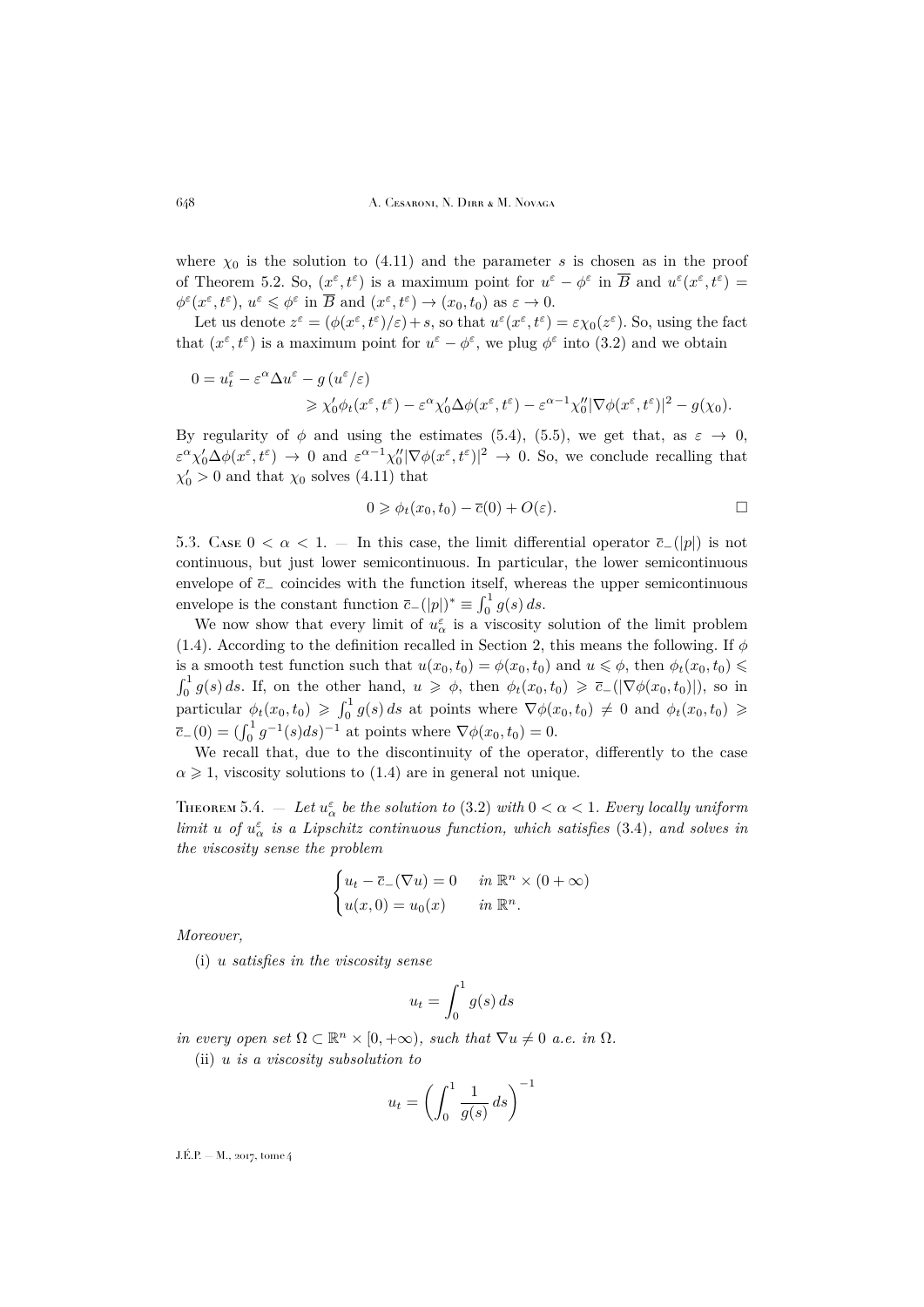where $\chi_0$ is the solution to (4.11) and the parameter $s$ is chosen as in the proof of Theorem 5.2. So, $(x^\varepsilon, t^\varepsilon)$ is a maximum point for $u^\varepsilon - \phi^\varepsilon$ in $\overline{B}$ and $u^\varepsilon(x^\varepsilon, t^\varepsilon) = \phi^\varepsilon(x^\varepsilon, t^\varepsilon)$, $u^\varepsilon \leqslant \phi^\varepsilon$ in $\overline{B}$ and $(x^\varepsilon, t^\varepsilon) \to (x_0, t_0)$ as $\varepsilon \to 0$.

Let us denote $z^\varepsilon = (\phi(x^\varepsilon, t^\varepsilon)/\varepsilon) + s$, so that $u^\varepsilon(x^\varepsilon, t^\varepsilon) = \varepsilon\chi_0(z^\varepsilon)$. So, using the fact that $(x^\varepsilon, t^\varepsilon)$ is a maximum point for $u^\varepsilon - \phi^\varepsilon$, we plug $\phi^\varepsilon$ into (3.2) and we obtain

$$
\begin{aligned}
0 &= u_t^\varepsilon - \varepsilon^\alpha \Delta u^\varepsilon - g\left(u^\varepsilon/\varepsilon\right) \\
&\qquad \geqslant \chi_0' \phi_t(x^\varepsilon, t^\varepsilon) - \varepsilon^\alpha \chi_0' \Delta\phi(x^\varepsilon, t^\varepsilon) - \varepsilon^{\alpha-1}\chi_0'' |\nabla\phi(x^\varepsilon, t^\varepsilon)|^2 - g(\chi_0).
\end{aligned}
$$

By regularity of $\phi$ and using the estimates (5.4), (5.5), we get that, as $\varepsilon \to 0$, $\varepsilon^\alpha \chi_0' \Delta\phi(x^\varepsilon, t^\varepsilon) \to 0$ and $\varepsilon^{\alpha-1}\chi_0''|\nabla\phi(x^\varepsilon, t^\varepsilon)|^2 \to 0$. So, we conclude recalling that $\chi_0' > 0$ and that $\chi_0$ solves (4.11) that

$$
0 \geqslant \phi_t(x_0, t_0) - \overline{c}(0) + O(\varepsilon). \qquad \square
$$

5.3. Case $0 < \alpha < 1$. — In this case, the limit differential operator $\overline{c}_-(|p|)$ is not continuous, but just lower semicontinuous. In particular, the lower semicontinuous envelope of $\overline{c}_-$ coincides with the function itself, whereas the upper semicontinuous envelope is the constant function $\overline{c}_-(|p|)^* \equiv \int_0^1 g(s)\,ds$.

We now show that every limit of $u_\alpha^\varepsilon$ is a viscosity solution of the limit problem (1.4). According to the definition recalled in Section 2, this means the following. If $\phi$ is a smooth test function such that $u(x_0, t_0) = \phi(x_0, t_0)$ and $u \leqslant \phi$, then $\phi_t(x_0, t_0) \leqslant \int_0^1 g(s)\,ds$. If, on the other hand, $u \geqslant \phi$, then $\phi_t(x_0, t_0) \geqslant \overline{c}_-(|\nabla\phi(x_0, t_0)|)$, so in particular $\phi_t(x_0, t_0) \geqslant \int_0^1 g(s)\,ds$ at points where $\nabla\phi(x_0, t_0) \neq 0$ and $\phi_t(x_0, t_0) \geqslant \overline{c}_-(0) = (\int_0^1 g^{-1}(s) ds)^{-1}$ at points where $\nabla\phi(x_0, t_0) = 0$.

We recall that, due to the discontinuity of the operator, differently to the case $\alpha \geqslant 1$, viscosity solutions to (1.4) are in general not unique.

Theorem 5.4. — *Let $u_\alpha^\varepsilon$ be the solution to* (3.2) *with $0 < \alpha < 1$. Every locally uniform limit $u$ of $u_\alpha^\varepsilon$ is a Lipschitz continuous function, which satisfies* (3.4)*, and solves in the viscosity sense the problem*

$$
\begin{cases}
u_t - \overline{c}_-(\nabla u) = 0 & \text{in } \mathbb{R}^n \times (0 + \infty) \\
u(x, 0) = u_0(x) & \text{in } \mathbb{R}^n.
\end{cases}
$$

*Moreover,*

(i) *$u$ satisfies in the viscosity sense*

$$
u_t = \int_0^1 g(s)\,ds
$$

*in every open set $\Omega \subset \mathbb{R}^n \times [0, +\infty)$, such that $\nabla u \neq 0$ a.e. in $\Omega$.*

(ii) *$u$ is a viscosity subsolution to*

$$
u_t = \left(\int_0^1 \frac{1}{g(s)}\,ds\right)^{-1}
$$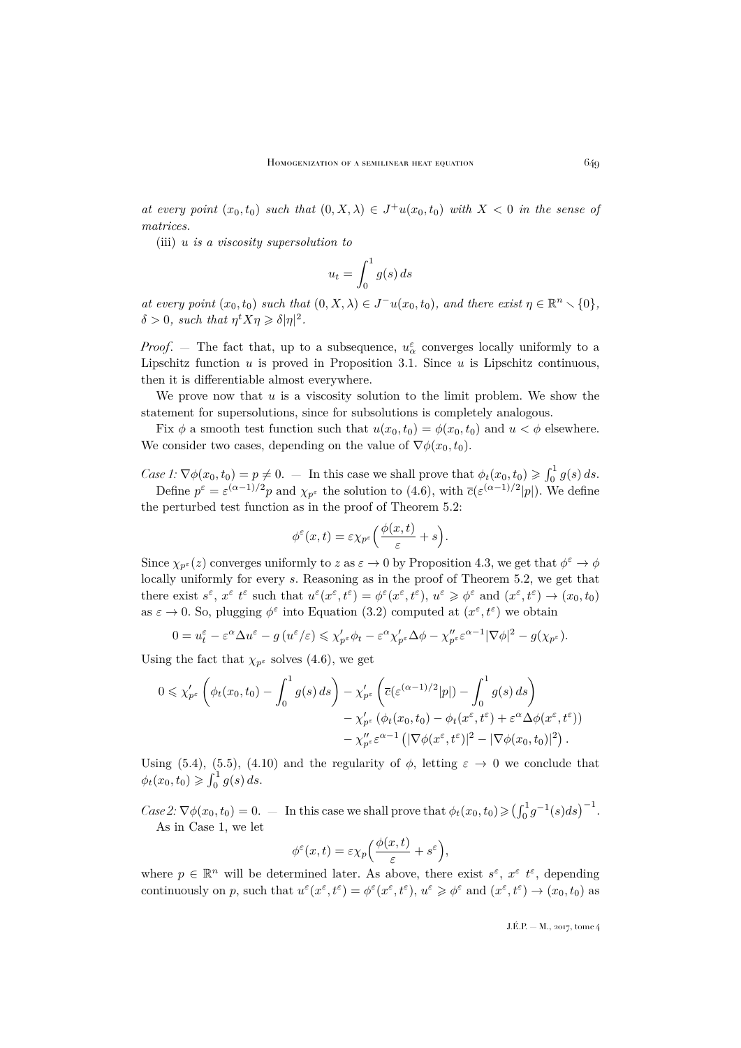*at every point* $(x_0,t_0)$ *such that* $(0,X,\lambda)\in J^+u(x_0,t_0)$ *with* $X<0$ *in the sense of matrices.*

(iii) *$u$ is a viscosity supersolution to*

$$u_t=\int_0^1 g(s)\,ds$$

*at every point* $(x_0,t_0)$ *such that* $(0,X,\lambda)\in J^-u(x_0,t_0)$, *and there exist* $\eta\in\mathbb{R}^n\smallsetminus\{0\}$, $\delta>0$, *such that* $\eta^tX\eta\geqslant\delta|\eta|^2$.

*Proof*. — The fact that, up to a subsequence, $u^\varepsilon_\alpha$ converges locally uniformly to a Lipschitz function $u$ is proved in Proposition 3.1. Since $u$ is Lipschitz continuous, then it is differentiable almost everywhere.

We prove now that $u$ is a viscosity solution to the limit problem. We show the statement for supersolutions, since for subsolutions is completely analogous.

Fix $\phi$ a smooth test function such that $u(x_0,t_0)=\phi(x_0,t_0)$ and $u<\phi$ elsewhere. We consider two cases, depending on the value of $\nabla\phi(x_0,t_0)$.

*Case 1:* $\nabla\phi(x_0,t_0)=p\neq 0$. — In this case we shall prove that $\phi_t(x_0,t_0)\geqslant\int_0^1 g(s)\,ds$.

Define $p^\varepsilon=\varepsilon^{(\alpha-1)/2}p$ and $\chi_{p^\varepsilon}$ the solution to (4.6), with $\overline{c}(\varepsilon^{(\alpha-1)/2}|p|)$. We define the perturbed test function as in the proof of Theorem 5.2:

$$\phi^\varepsilon(x,t)=\varepsilon\chi_{p^\varepsilon}\Big(\frac{\phi(x,t)}{\varepsilon}+s\Big).$$

Since $\chi_{p^\varepsilon}(z)$ converges uniformly to $z$ as $\varepsilon\to 0$ by Proposition 4.3, we get that $\phi^\varepsilon\to\phi$ locally uniformly for every $s$. Reasoning as in the proof of Theorem 5.2, we get that there exist $s^\varepsilon$, $x^\varepsilon$ $t^\varepsilon$ such that $u^\varepsilon(x^\varepsilon,t^\varepsilon)=\phi^\varepsilon(x^\varepsilon,t^\varepsilon)$, $u^\varepsilon\geqslant\phi^\varepsilon$ and $(x^\varepsilon,t^\varepsilon)\to(x_0,t_0)$ as $\varepsilon\to 0$. So, plugging $\phi^\varepsilon$ into Equation (3.2) computed at $(x^\varepsilon,t^\varepsilon)$ we obtain

$$0=u^\varepsilon_t-\varepsilon^\alpha\Delta u^\varepsilon-g\left(u^\varepsilon/\varepsilon\right)\leqslant\chi'_{p^\varepsilon}\phi_t-\varepsilon^\alpha\chi'_{p^\varepsilon}\Delta\phi-\chi''_{p^\varepsilon}\varepsilon^{\alpha-1}|\nabla\phi|^2-g(\chi_{p^\varepsilon}).$$

Using the fact that $\chi_{p^\varepsilon}$ solves (4.6), we get

$$\begin{aligned}0\leqslant\chi'_{p^\varepsilon}\left(\phi_t(x_0,t_0)-\int_0^1 g(s)\,ds\right)&-\chi'_{p^\varepsilon}\left(\overline{c}(\varepsilon^{(\alpha-1)/2}|p|)-\int_0^1 g(s)\,ds\right)\\&-\chi'_{p^\varepsilon}\left(\phi_t(x_0,t_0)-\phi_t(x^\varepsilon,t^\varepsilon)+\varepsilon^\alpha\Delta\phi(x^\varepsilon,t^\varepsilon)\right)\\&-\chi''_{p^\varepsilon}\varepsilon^{\alpha-1}\left(|\nabla\phi(x^\varepsilon,t^\varepsilon)|^2-|\nabla\phi(x_0,t_0)|^2\right).\end{aligned}$$

Using (5.4), (5.5), (4.10) and the regularity of $\phi$, letting $\varepsilon\to 0$ we conclude that $\phi_t(x_0,t_0)\geqslant\int_0^1 g(s)\,ds$.

*Case 2:* $\nabla\phi(x_0,t_0)=0$. — In this case we shall prove that $\phi_t(x_0,t_0)\geqslant\left(\int_0^1 g^{-1}(s)ds\right)^{-1}$.

As in Case 1, we let

$$\phi^\varepsilon(x,t)=\varepsilon\chi_p\Big(\frac{\phi(x,t)}{\varepsilon}+s^\varepsilon\Big),$$

where $p\in\mathbb{R}^n$ will be determined later. As above, there exist $s^\varepsilon$, $x^\varepsilon$ $t^\varepsilon$, depending continuously on $p$, such that $u^\varepsilon(x^\varepsilon,t^\varepsilon)=\phi^\varepsilon(x^\varepsilon,t^\varepsilon)$, $u^\varepsilon\geqslant\phi^\varepsilon$ and $(x^\varepsilon,t^\varepsilon)\to(x_0,t_0)$ as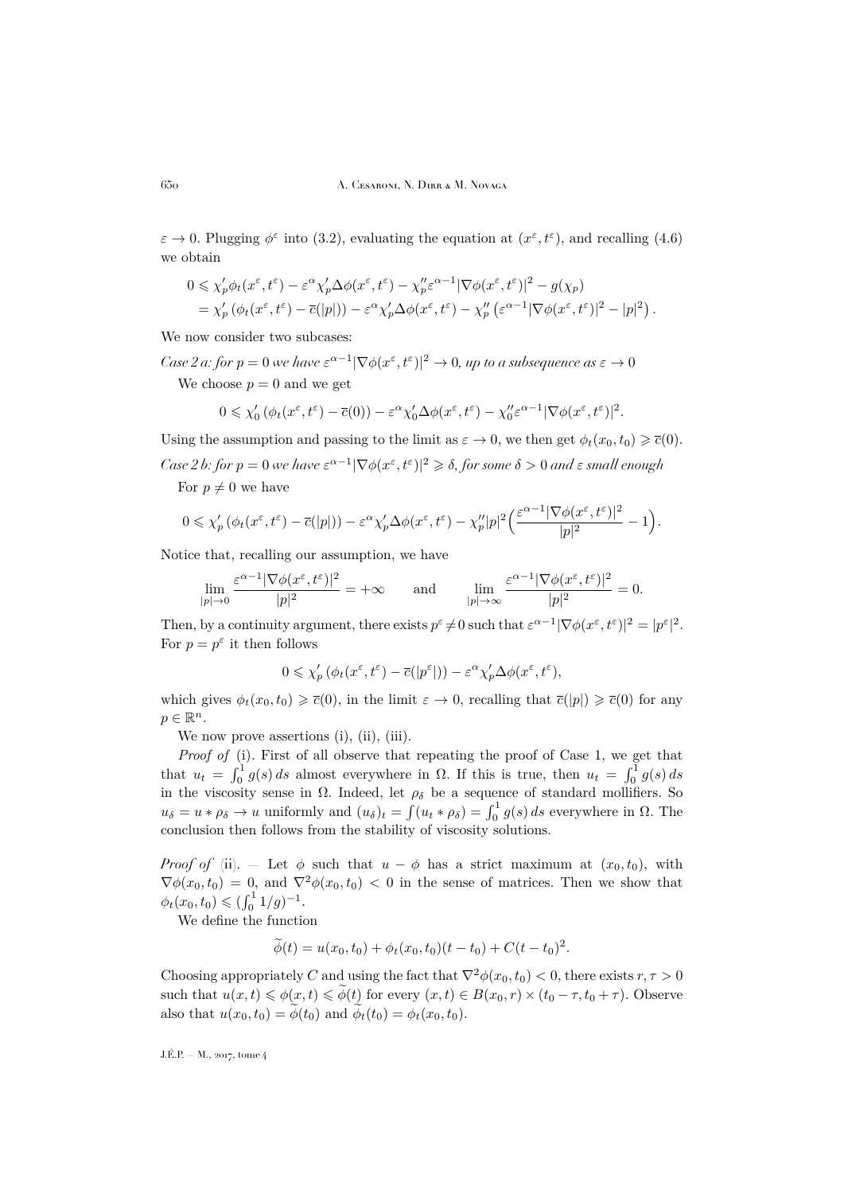$\varepsilon \to 0$. Plugging $\phi^\varepsilon$ into (3.2), evaluating the equation at $(x^\varepsilon, t^\varepsilon)$, and recalling (4.6) we obtain

$$
\begin{aligned}
0 &\leqslant \chi_p' \phi_t(x^\varepsilon, t^\varepsilon) - \varepsilon^\alpha \chi_p' \Delta\phi(x^\varepsilon, t^\varepsilon) - \chi_p'' \varepsilon^{\alpha-1} |\nabla \phi(x^\varepsilon, t^\varepsilon)|^2 - g(\chi_p) \\
&= \chi_p' \left(\phi_t(x^\varepsilon, t^\varepsilon) - \overline{c}(|p|)\right) - \varepsilon^\alpha \chi_p' \Delta\phi(x^\varepsilon, t^\varepsilon) - \chi_p'' \left(\varepsilon^{\alpha-1} |\nabla \phi(x^\varepsilon, t^\varepsilon)|^2 - |p|^2\right).
\end{aligned}
$$

We now consider two subcases:

*Case 2 a: for $p = 0$ we have $\varepsilon^{\alpha-1}|\nabla\phi(x^\varepsilon, t^\varepsilon)|^2 \to 0$, up to a subsequence as $\varepsilon \to 0$*

We choose $p = 0$ and we get

$$
0 \leqslant \chi_0' \left(\phi_t(x^\varepsilon, t^\varepsilon) - \overline{c}(0)\right) - \varepsilon^\alpha \chi_0' \Delta\phi(x^\varepsilon, t^\varepsilon) - \chi_0'' \varepsilon^{\alpha-1} |\nabla \phi(x^\varepsilon, t^\varepsilon)|^2.
$$

Using the assumption and passing to the limit as $\varepsilon \to 0$, we then get $\phi_t(x_0, t_0) \geqslant \overline{c}(0)$.

*Case 2 b: for $p = 0$ we have $\varepsilon^{\alpha-1}|\nabla\phi(x^\varepsilon, t^\varepsilon)|^2 \geqslant \delta$, for some $\delta > 0$ and $\varepsilon$ small enough*

For $p \neq 0$ we have

$$
0 \leqslant \chi_p' \left(\phi_t(x^\varepsilon, t^\varepsilon) - \overline{c}(|p|)\right) - \varepsilon^\alpha \chi_p' \Delta\phi(x^\varepsilon, t^\varepsilon) - \chi_p'' |p|^2 \Big(\frac{\varepsilon^{\alpha-1} |\nabla \phi(x^\varepsilon, t^\varepsilon)|^2}{|p|^2} - 1\Big).
$$

Notice that, recalling our assumption, we have

$$
\lim_{|p| \to 0} \frac{\varepsilon^{\alpha-1} |\nabla \phi(x^\varepsilon, t^\varepsilon)|^2}{|p|^2} = +\infty \qquad \text{and} \qquad \lim_{|p| \to \infty} \frac{\varepsilon^{\alpha-1} |\nabla \phi(x^\varepsilon, t^\varepsilon)|^2}{|p|^2} = 0.
$$

Then, by a continuity argument, there exists $p^\varepsilon \neq 0$ such that $\varepsilon^{\alpha-1}|\nabla\phi(x^\varepsilon, t^\varepsilon)|^2 = |p^\varepsilon|^2$. For $p = p^\varepsilon$ it then follows

$$
0 \leqslant \chi_p' \left(\phi_t(x^\varepsilon, t^\varepsilon) - \overline{c}(|p^\varepsilon|)\right) - \varepsilon^\alpha \chi_p' \Delta\phi(x^\varepsilon, t^\varepsilon),
$$

which gives $\phi_t(x_0, t_0) \geqslant \overline{c}(0)$, in the limit $\varepsilon \to 0$, recalling that $\overline{c}(|p|) \geqslant \overline{c}(0)$ for any $p \in \mathbb{R}^n$.

We now prove assertions (i), (ii), (iii).

*Proof of* (i). First of all observe that repeating the proof of Case 1, we get that that $u_t = \int_0^1 g(s)\, ds$ almost everywhere in $\Omega$. If this is true, then $u_t = \int_0^1 g(s)\, ds$ in the viscosity sense in $\Omega$. Indeed, let $\rho_\delta$ be a sequence of standard mollifiers. So $u_\delta = u * \rho_\delta \to u$ uniformly and $(u_\delta)_t = \int (u_t * \rho_\delta) = \int_0^1 g(s)\, ds$ everywhere in $\Omega$. The conclusion then follows from the stability of viscosity solutions.

*Proof of* (ii). — Let $\phi$ such that $u - \phi$ has a strict maximum at $(x_0, t_0)$, with $\nabla\phi(x_0, t_0) = 0$, and $\nabla^2\phi(x_0, t_0) < 0$ in the sense of matrices. Then we show that $\phi_t(x_0, t_0) \leqslant (\int_0^1 1/g)^{-1}$.

We define the function

$$
\widetilde{\phi}(t) = u(x_0, t_0) + \phi_t(x_0, t_0)(t - t_0) + C(t - t_0)^2.
$$

Choosing appropriately $C$ and using the fact that $\nabla^2\phi(x_0, t_0) < 0$, there exists $r, \tau > 0$ such that $u(x, t) \leqslant \phi(x, t) \leqslant \widetilde{\phi}(t)$ for every $(x, t) \in B(x_0, r) \times (t_0 - \tau, t_0 + \tau)$. Observe also that $u(x_0, t_0) = \widetilde{\phi}(t_0)$ and $\widetilde{\phi}_t(t_0) = \phi_t(x_0, t_0)$.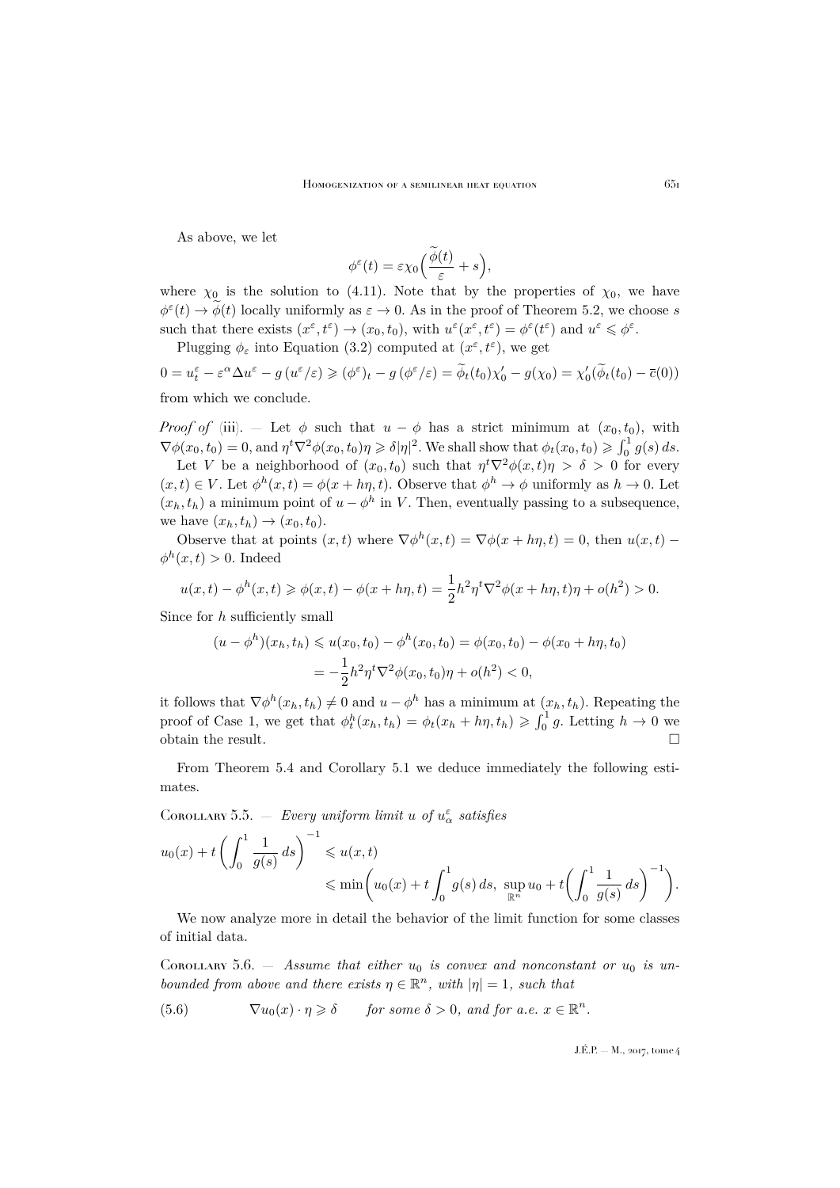As above, we let

$$\phi^\varepsilon(t) = \varepsilon\chi_0\Big(\frac{\widetilde{\phi}(t)}{\varepsilon} + s\Big),$$

where $\chi_0$ is the solution to (4.11). Note that by the properties of $\chi_0$, we have $\phi^\varepsilon(t) \to \widetilde{\phi}(t)$ locally uniformly as $\varepsilon \to 0$. As in the proof of Theorem 5.2, we choose $s$ such that there exists $(x^\varepsilon, t^\varepsilon) \to (x_0, t_0)$, with $u^\varepsilon(x^\varepsilon, t^\varepsilon) = \phi^\varepsilon(t^\varepsilon)$ and $u^\varepsilon \leqslant \phi^\varepsilon$.

Plugging $\phi_\varepsilon$ into Equation (3.2) computed at $(x^\varepsilon, t^\varepsilon)$, we get

$$0 = u_t^\varepsilon - \varepsilon^\alpha \Delta u^\varepsilon - g\left(u^\varepsilon/\varepsilon\right) \geqslant (\phi^\varepsilon)_t - g\left(\phi^\varepsilon/\varepsilon\right) = \widetilde{\phi}_t(t_0)\chi_0' - g(\chi_0) = \chi_0'(\widetilde{\phi}_t(t_0) - \overline{c}(0))$$

from which we conclude.

*Proof of* (iii). — Let $\phi$ such that $u - \phi$ has a strict minimum at $(x_0, t_0)$, with $\nabla\phi(x_0, t_0) = 0$, and $\eta^t\nabla^2\phi(x_0, t_0)\eta \geqslant \delta|\eta|^2$. We shall show that $\phi_t(x_0, t_0) \geqslant \int_0^1 g(s)\,ds$.

Let $V$ be a neighborhood of $(x_0, t_0)$ such that $\eta^t\nabla^2\phi(x, t)\eta > \delta > 0$ for every $(x, t) \in V$. Let $\phi^h(x, t) = \phi(x + h\eta, t)$. Observe that $\phi^h \to \phi$ uniformly as $h \to 0$. Let $(x_h, t_h)$ a minimum point of $u - \phi^h$ in $V$. Then, eventually passing to a subsequence, we have $(x_h, t_h) \to (x_0, t_0)$.

Observe that at points $(x, t)$ where $\nabla\phi^h(x, t) = \nabla\phi(x + h\eta, t) = 0$, then $u(x, t) - \phi^h(x, t) > 0$. Indeed

$$u(x, t) - \phi^h(x, t) \geqslant \phi(x, t) - \phi(x + h\eta, t) = \frac{1}{2}h^2\eta^t\nabla^2\phi(x + h\eta, t)\eta + o(h^2) > 0.$$

Since for $h$ sufficiently small

$$\begin{aligned}(u - \phi^h)(x_h, t_h) &\leqslant u(x_0, t_0) - \phi^h(x_0, t_0) = \phi(x_0, t_0) - \phi(x_0 + h\eta, t_0)\\ &= -\frac{1}{2}h^2\eta^t\nabla^2\phi(x_0, t_0)\eta + o(h^2) < 0,\end{aligned}$$

it follows that $\nabla\phi^h(x_h, t_h) \neq 0$ and $u - \phi^h$ has a minimum at $(x_h, t_h)$. Repeating the proof of Case 1, we get that $\phi_t^h(x_h, t_h) = \phi_t(x_h + h\eta, t_h) \geqslant \int_0^1 g$. Letting $h \to 0$ we obtain the result. $\square$

From Theorem 5.4 and Corollary 5.1 we deduce immediately the following estimates.

Corollary 5.5. — *Every uniform limit $u$ of $u_\alpha^\varepsilon$ satisfies*

$$\begin{aligned}u_0(x) + t\left(\int_0^1 \frac{1}{g(s)}\,ds\right)^{-1} &\leqslant u(x, t)\\ &\leqslant \min\bigg(u_0(x) + t\int_0^1 g(s)\,ds,\ \sup_{\mathbb{R}^n} u_0 + t\Big(\int_0^1 \frac{1}{g(s)}\,ds\Big)^{-1}\bigg).\end{aligned}$$

We now analyze more in detail the behavior of the limit function for some classes of initial data.

Corollary 5.6. — *Assume that either $u_0$ is convex and nonconstant or $u_0$ is unbounded from above and there exists $\eta \in \mathbb{R}^n$, with $|\eta| = 1$, such that*

$$\nabla u_0(x) \cdot \eta \geqslant \delta \qquad \textit{for some } \delta > 0, \textit{ and for a.e. } x \in \mathbb{R}^n. \tag{5.6}$$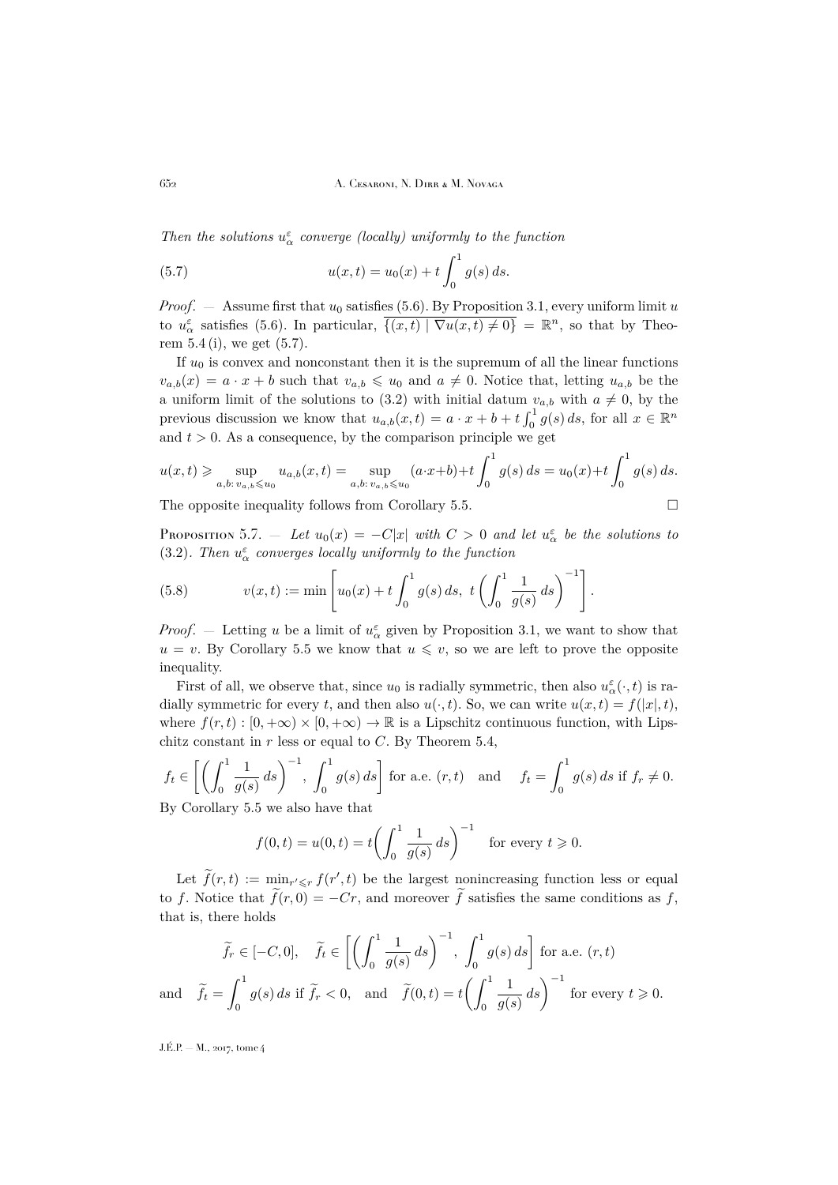*Then the solutions $u^\varepsilon_\alpha$ converge (locally) uniformly to the function*

$$u(x,t) = u_0(x) + t\int_0^1 g(s)\,ds. \tag{5.7}$$

*Proof*. — Assume first that $u_0$ satisfies (5.6). By Proposition 3.1, every uniform limit $u$ to $u^\varepsilon_\alpha$ satisfies (5.6). In particular, $\overline{\{(x,t)\mid \nabla u(x,t)\neq 0\}} = \mathbb{R}^n$, so that by Theorem 5.4 (i), we get (5.7).

If $u_0$ is convex and nonconstant then it is the supremum of all the linear functions $v_{a,b}(x) = a\cdot x + b$ such that $v_{a,b}\leqslant u_0$ and $a\neq 0$. Notice that, letting $u_{a,b}$ be the a uniform limit of the solutions to (3.2) with initial datum $v_{a,b}$ with $a\neq 0$, by the previous discussion we know that $u_{a,b}(x,t) = a\cdot x + b + t\int_0^1 g(s)\,ds$, for all $x\in\mathbb{R}^n$ and $t>0$. As a consequence, by the comparison principle we get

$$u(x,t)\geqslant \sup_{a,b:\,v_{a,b}\leqslant u_0} u_{a,b}(x,t) = \sup_{a,b:\,v_{a,b}\leqslant u_0}(a\cdot x+b)+t\int_0^1 g(s)\,ds = u_0(x)+t\int_0^1 g(s)\,ds.$$

The opposite inequality follows from Corollary 5.5. $\square$

Proposition 5.7. — *Let $u_0(x) = -C|x|$ with $C>0$ and let $u^\varepsilon_\alpha$ be the solutions to (3.2). Then $u^\varepsilon_\alpha$ converges locally uniformly to the function*

$$v(x,t) := \min\left[u_0(x) + t\int_0^1 g(s)\,ds,\ t\left(\int_0^1 \frac{1}{g(s)}\,ds\right)^{-1}\right]. \tag{5.8}$$

*Proof*. — Letting $u$ be a limit of $u^\varepsilon_\alpha$ given by Proposition 3.1, we want to show that $u=v$. By Corollary 5.5 we know that $u\leqslant v$, so we are left to prove the opposite inequality.

First of all, we observe that, since $u_0$ is radially symmetric, then also $u^\varepsilon_\alpha(\cdot,t)$ is radially symmetric for every $t$, and then also $u(\cdot,t)$. So, we can write $u(x,t) = f(|x|,t)$, where $f(r,t):[0,+\infty)\times[0,+\infty)\to\mathbb{R}$ is a Lipschitz continuous function, with Lipschitz constant in $r$ less or equal to $C$. By Theorem 5.4,

$$f_t\in\left[\left(\int_0^1\frac{1}{g(s)}\,ds\right)^{-1},\ \int_0^1 g(s)\,ds\right] \text{ for a.e. } (r,t) \quad\text{and}\quad f_t = \int_0^1 g(s)\,ds \text{ if } f_r\neq 0.$$

By Corollary 5.5 we also have that

$$f(0,t) = u(0,t) = t\left(\int_0^1\frac{1}{g(s)}\,ds\right)^{-1}\quad\text{for every } t\geqslant 0.$$

Let $\widetilde{f}(r,t) := \min_{r'\leqslant r} f(r',t)$ be the largest nonincreasing function less or equal to $f$. Notice that $\widetilde{f}(r,0) = -Cr$, and moreover $\widetilde{f}$ satisfies the same conditions as $f$, that is, there holds

$$\widetilde{f}_r\in[-C,0],\quad \widetilde{f}_t\in\left[\left(\int_0^1\frac{1}{g(s)}\,ds\right)^{-1},\ \int_0^1 g(s)\,ds\right] \text{ for a.e. } (r,t)$$

$$\text{and}\quad \widetilde{f}_t = \int_0^1 g(s)\,ds \text{ if } \widetilde{f}_r<0,\quad\text{and}\quad \widetilde{f}(0,t) = t\left(\int_0^1\frac{1}{g(s)}\,ds\right)^{-1}\text{ for every } t\geqslant 0.$$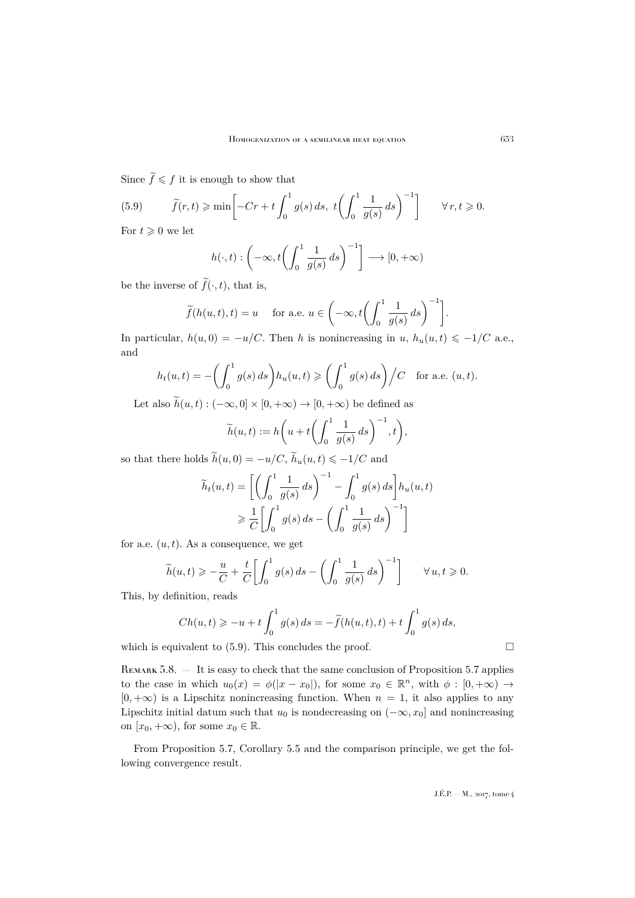Since $\widetilde{f} \leqslant f$ it is enough to show that

$$
\widetilde{f}(r,t) \geqslant \min\left[-Cr + t\int_0^1 g(s)\,ds,\ t\left(\int_0^1 \frac{1}{g(s)}\,ds\right)^{-1}\right] \qquad \forall\, r,t \geqslant 0. \tag{5.9}
$$

For $t \geqslant 0$ we let

$$
h(\cdot,t) : \left(-\infty, t\left(\int_0^1 \frac{1}{g(s)}\,ds\right)^{-1}\right] \longrightarrow [0,+\infty)
$$

be the inverse of $\widetilde{f}(\cdot,t)$, that is,

$$
\widetilde{f}(h(u,t),t) = u \quad \text{ for a.e. } u \in \left(-\infty, t\left(\int_0^1 \frac{1}{g(s)}\,ds\right)^{-1}\right].
$$

In particular, $h(u,0) = -u/C$. Then $h$ is nonincreasing in $u$, $h_u(u,t) \leqslant -1/C$ a.e., and

$$
h_t(u,t) = -\left(\int_0^1 g(s)\,ds\right) h_u(u,t) \geqslant \left(\int_0^1 g(s)\,ds\right)\Big/ C \quad \text{for a.e. } (u,t).
$$

Let also $\widetilde{h}(u,t) : (-\infty,0] \times [0,+\infty) \to [0,+\infty)$ be defined as

$$
\widetilde{h}(u,t) := h\left(u + t\left(\int_0^1 \frac{1}{g(s)}\,ds\right)^{-1}, t\right),
$$

so that there holds $\widetilde{h}(u,0) = -u/C$, $\widetilde{h}_u(u,t) \leqslant -1/C$ and

$$
\begin{aligned}
\widetilde{h}_t(u,t) &= \left[\left(\int_0^1 \frac{1}{g(s)}\,ds\right)^{-1} - \int_0^1 g(s)\,ds\right] h_u(u,t) \\
&\geqslant \frac{1}{C}\left[\int_0^1 g(s)\,ds - \left(\int_0^1 \frac{1}{g(s)}\,ds\right)^{-1}\right]
\end{aligned}
$$

for a.e. $(u,t)$. As a consequence, we get

$$
\widetilde{h}(u,t) \geqslant -\frac{u}{C} + \frac{t}{C}\left[\int_0^1 g(s)\,ds - \left(\int_0^1 \frac{1}{g(s)}\,ds\right)^{-1}\right] \qquad \forall\, u,t \geqslant 0.
$$

This, by definition, reads

$$
Ch(u,t) \geqslant -u + t\int_0^1 g(s)\,ds = -\widetilde{f}(h(u,t),t) + t\int_0^1 g(s)\,ds,
$$

which is equivalent to (5.9). This concludes the proof. $\square$

Remark 5.8. — It is easy to check that the same conclusion of Proposition 5.7 applies to the case in which $u_0(x) = \phi(|x - x_0|)$, for some $x_0 \in \mathbb{R}^n$, with $\phi : [0,+\infty) \to [0,+\infty)$ is a Lipschitz nonincreasing function. When $n = 1$, it also applies to any Lipschitz initial datum such that $u_0$ is nondecreasing on $(-\infty, x_0]$ and nonincreasing on $[x_0,+\infty)$, for some $x_0 \in \mathbb{R}$.

From Proposition 5.7, Corollary 5.5 and the comparison principle, we get the following convergence result.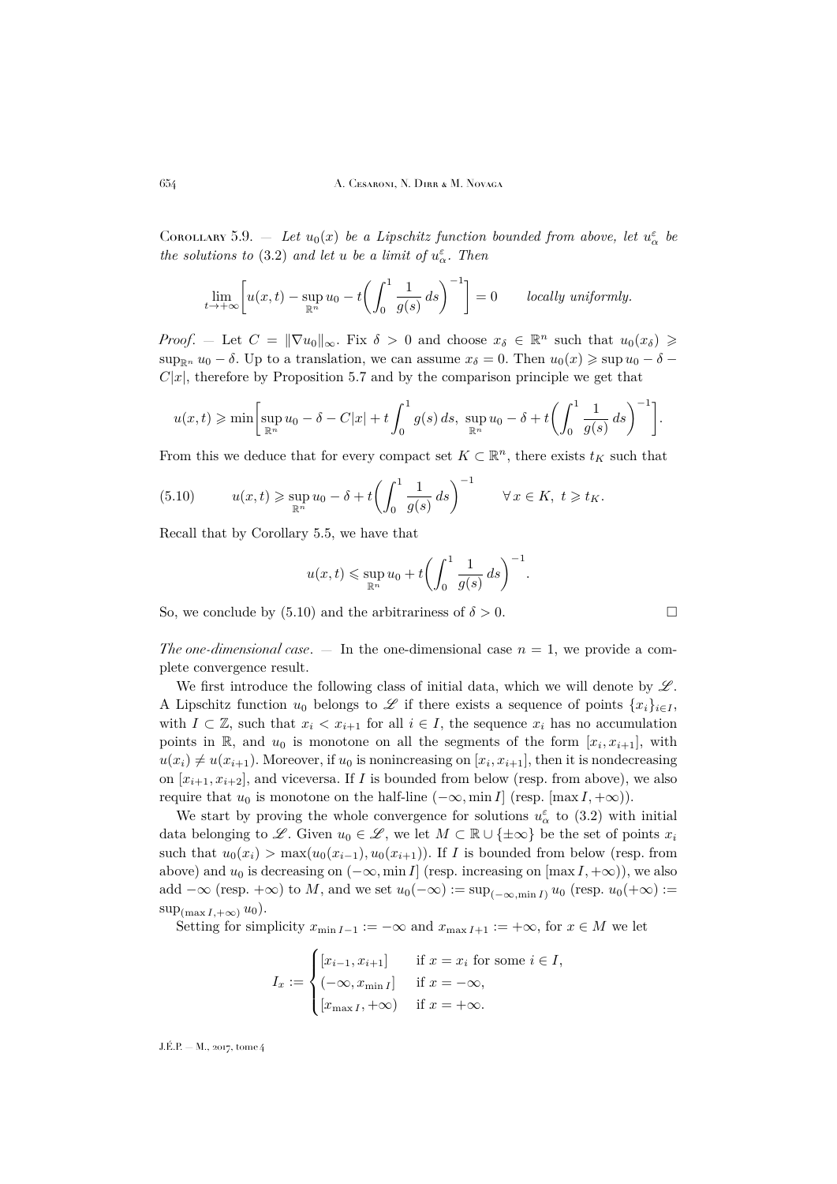Corollary 5.9. — *Let $u_0(x)$ be a Lipschitz function bounded from above, let $u^\varepsilon_\alpha$ be the solutions to* (3.2) *and let $u$ be a limit of $u^\varepsilon_\alpha$. Then*

$$\lim_{t\to+\infty}\left[u(x,t)-\sup_{\mathbb{R}^n} u_0 - t\left(\int_0^1 \frac{1}{g(s)}\,ds\right)^{-1}\right]=0 \qquad \textit{locally uniformly.}$$

*Proof*. — Let $C=\|\nabla u_0\|_\infty$. Fix $\delta>0$ and choose $x_\delta\in\mathbb{R}^n$ such that $u_0(x_\delta)\geqslant \sup_{\mathbb{R}^n} u_0-\delta$. Up to a translation, we can assume $x_\delta=0$. Then $u_0(x)\geqslant \sup u_0-\delta-C|x|$, therefore by Proposition 5.7 and by the comparison principle we get that

$$u(x,t)\geqslant \min\left[\sup_{\mathbb{R}^n} u_0-\delta-C|x|+t\int_0^1 g(s)\,ds,\ \sup_{\mathbb{R}^n} u_0-\delta+t\left(\int_0^1\frac{1}{g(s)}\,ds\right)^{-1}\right].$$

From this we deduce that for every compact set $K\subset\mathbb{R}^n$, there exists $t_K$ such that

$$u(x,t)\geqslant \sup_{\mathbb{R}^n} u_0-\delta+t\left(\int_0^1\frac{1}{g(s)}\,ds\right)^{-1}\qquad \forall\, x\in K,\ t\geqslant t_K. \tag{5.10}$$

Recall that by Corollary 5.5, we have that

$$u(x,t)\leqslant \sup_{\mathbb{R}^n} u_0+t\left(\int_0^1\frac{1}{g(s)}\,ds\right)^{-1}.$$

So, we conclude by (5.10) and the arbitrariness of $\delta>0$. $\square$

*The one-dimensional case*. — In the one-dimensional case $n=1$, we provide a complete convergence result.

We first introduce the following class of initial data, which we will denote by $\mathscr{L}$. A Lipschitz function $u_0$ belongs to $\mathscr{L}$ if there exists a sequence of points $\{x_i\}_{i\in I}$, with $I\subset\mathbb{Z}$, such that $x_i<x_{i+1}$ for all $i\in I$, the sequence $x_i$ has no accumulation points in $\mathbb{R}$, and $u_0$ is monotone on all the segments of the form $[x_i,x_{i+1}]$, with $u(x_i)\neq u(x_{i+1})$. Moreover, if $u_0$ is nonincreasing on $[x_i,x_{i+1}]$, then it is nondecreasing on $[x_{i+1},x_{i+2}]$, and viceversa. If $I$ is bounded from below (resp. from above), we also require that $u_0$ is monotone on the half-line $(-\infty,\min I]$ (resp. $[\max I,+\infty)$).

We start by proving the whole convergence for solutions $u^\varepsilon_\alpha$ to (3.2) with initial data belonging to $\mathscr{L}$. Given $u_0\in\mathscr{L}$, we let $M\subset\mathbb{R}\cup\{\pm\infty\}$ be the set of points $x_i$ such that $u_0(x_i)>\max(u_0(x_{i-1}),u_0(x_{i+1}))$. If $I$ is bounded from below (resp. from above) and $u_0$ is decreasing on $(-\infty,\min I]$ (resp. increasing on $[\max I,+\infty)$), we also add $-\infty$ (resp. $+\infty$) to $M$, and we set $u_0(-\infty):=\sup_{(-\infty,\min I)} u_0$ (resp. $u_0(+\infty):=\sup_{(\max I,+\infty)} u_0$).

Setting for simplicity $x_{\min I-1}:=-\infty$ and $x_{\max I+1}:=+\infty$, for $x\in M$ we let

$$I_x:=\begin{cases}[x_{i-1},x_{i+1}] & \text{if } x=x_i \text{ for some } i\in I,\\ (-\infty,x_{\min I}] & \text{if } x=-\infty,\\ [x_{\max I},+\infty) & \text{if } x=+\infty.\end{cases}$$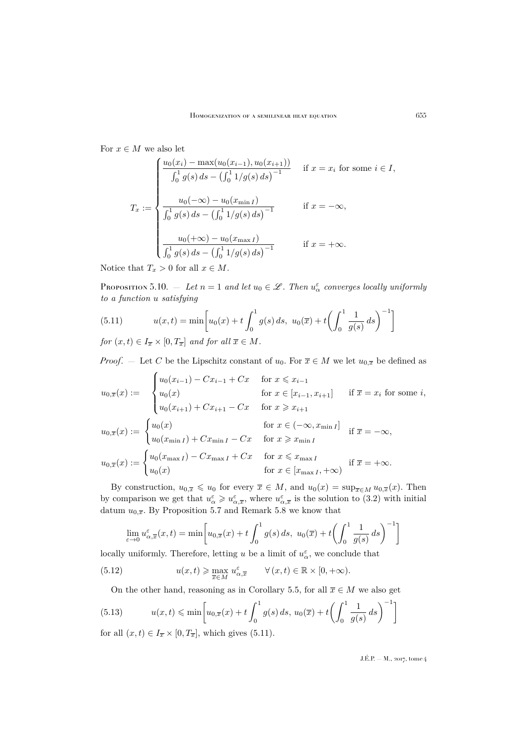For $x \in M$ we also let

$$T_x := \begin{cases} \dfrac{u_0(x_i) - \max(u_0(x_{i-1}), u_0(x_{i+1}))}{\int_0^1 g(s)\,ds - \left(\int_0^1 1/g(s)\,ds\right)^{-1}} & \text{if } x = x_i \text{ for some } i \in I, \\[2ex] \dfrac{u_0(-\infty) - u_0(x_{\min I})}{\int_0^1 g(s)\,ds - \left(\int_0^1 1/g(s)\,ds\right)^{-1}} & \text{if } x = -\infty, \\[2ex] \dfrac{u_0(+\infty) - u_0(x_{\max I})}{\int_0^1 g(s)\,ds - \left(\int_0^1 1/g(s)\,ds\right)^{-1}} & \text{if } x = +\infty. \end{cases}$$

Notice that $T_x > 0$ for all $x \in M$.

**Proposition 5.10.** — *Let $n = 1$ and let $u_0 \in \mathscr{L}$. Then $u_\alpha^\varepsilon$ converges locally uniformly to a function $u$ satisfying*

$$u(x,t) = \min\left[u_0(x) + t\int_0^1 g(s)\,ds,\ u_0(\overline{x}) + t\left(\int_0^1 \frac{1}{g(s)}\,ds\right)^{-1}\right] \tag{5.11}$$

*for $(x,t) \in I_{\overline{x}} \times [0, T_{\overline{x}}]$ and for all $\overline{x} \in M$.*

*Proof.* — Let $C$ be the Lipschitz constant of $u_0$. For $\overline{x} \in M$ we let $u_{0,\overline{x}}$ be defined as

$$u_{0,\overline{x}}(x) := \quad \begin{cases} u_0(x_{i-1}) - Cx_{i-1} + Cx & \text{for } x \leqslant x_{i-1} \\ u_0(x) & \text{for } x \in [x_{i-1}, x_{i+1}] \\ u_0(x_{i+1}) + Cx_{i+1} - Cx & \text{for } x \geqslant x_{i+1} \end{cases} \quad \text{if } \overline{x} = x_i \text{ for some } i,$$

$$u_{0,\overline{x}}(x) := \begin{cases} u_0(x) & \text{for } x \in (-\infty, x_{\min I}] \\ u_0(x_{\min I}) + Cx_{\min I} - Cx & \text{for } x \geqslant x_{\min I} \end{cases} \quad \text{if } \overline{x} = -\infty,$$

$$u_{0,\overline{x}}(x) := \begin{cases} u_0(x_{\max I}) - Cx_{\max I} + Cx & \text{for } x \leqslant x_{\max I} \\ u_0(x) & \text{for } x \in [x_{\max I}, +\infty) \end{cases} \quad \text{if } \overline{x} = +\infty.$$

By construction, $u_{0,\overline{x}} \leqslant u_0$ for every $\overline{x} \in M$, and $u_0(x) = \sup_{\overline{x} \in M} u_{0,\overline{x}}(x)$. Then by comparison we get that $u_\alpha^\varepsilon \geqslant u_{\alpha,\overline{x}}^\varepsilon$, where $u_{\alpha,\overline{x}}^\varepsilon$ is the solution to (3.2) with initial datum $u_{0,\overline{x}}$. By Proposition 5.7 and Remark 5.8 we know that

$$\lim_{\varepsilon \to 0} u_{\alpha,\overline{x}}^\varepsilon(x,t) = \min\left[u_{0,\overline{x}}(x) + t\int_0^1 g(s)\,ds,\ u_0(\overline{x}) + t\left(\int_0^1 \frac{1}{g(s)}\,ds\right)^{-1}\right]$$

locally uniformly. Therefore, letting $u$ be a limit of $u_\alpha^\varepsilon$, we conclude that

$$u(x,t) \geqslant \max_{\overline{x} \in M} u_{\alpha,\overline{x}}^\varepsilon \qquad \forall\,(x,t) \in \mathbb{R} \times [0, +\infty). \tag{5.12}$$

On the other hand, reasoning as in Corollary 5.5, for all $\overline{x} \in M$ we also get

$$u(x,t) \leqslant \min\left[u_{0,\overline{x}}(x) + t\int_0^1 g(s)\,ds,\ u_0(\overline{x}) + t\left(\int_0^1 \frac{1}{g(s)}\,ds\right)^{-1}\right] \tag{5.13}$$

for all $(x,t) \in I_{\overline{x}} \times [0, T_{\overline{x}}]$, which gives (5.11).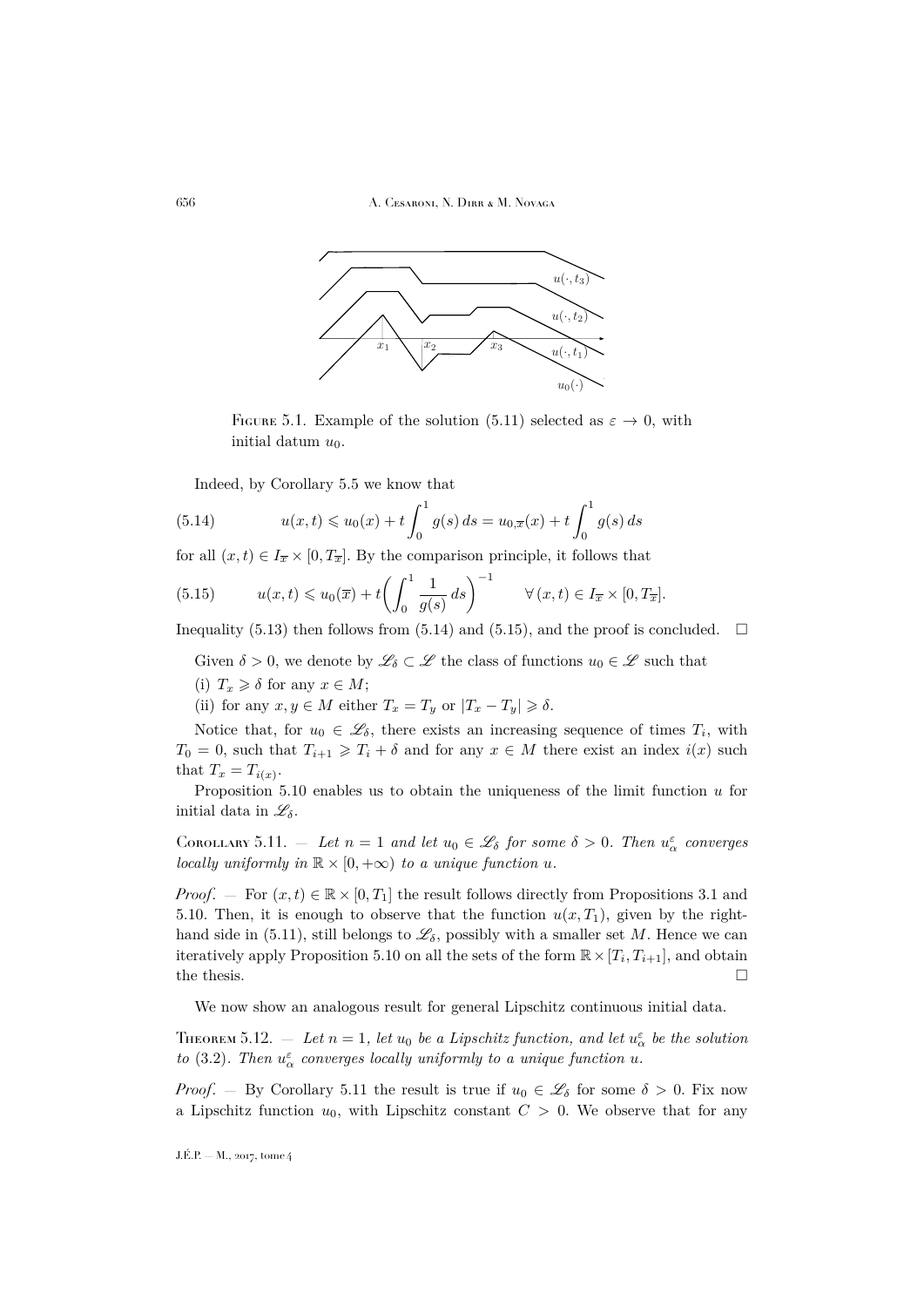Figure 5.1. Example of the solution (5.11) selected as $\varepsilon \to 0$, with initial datum $u_0$.

Indeed, by Corollary 5.5 we know that

$$u(x,t) \leqslant u_0(x) + t\int_0^1 g(s)\,ds = u_{0,\overline{x}}(x) + t\int_0^1 g(s)\,ds \tag{5.14}$$

for all $(x,t) \in I_{\overline{x}} \times [0, T_{\overline{x}}]$. By the comparison principle, it follows that

$$u(x,t) \leqslant u_0(\overline{x}) + t\left(\int_0^1 \frac{1}{g(s)}\,ds\right)^{-1} \qquad \forall\,(x,t) \in I_{\overline{x}} \times [0, T_{\overline{x}}]. \tag{5.15}$$

Inequality (5.13) then follows from (5.14) and (5.15), and the proof is concluded. $\square$

Given $\delta > 0$, we denote by $\mathscr{L}_\delta \subset \mathscr{L}$ the class of functions $u_0 \in \mathscr{L}$ such that

(i) $T_x \geqslant \delta$ for any $x \in M$;

(ii) for any $x, y \in M$ either $T_x = T_y$ or $|T_x - T_y| \geqslant \delta$.

Notice that, for $u_0 \in \mathscr{L}_\delta$, there exists an increasing sequence of times $T_i$, with $T_0 = 0$, such that $T_{i+1} \geqslant T_i + \delta$ and for any $x \in M$ there exist an index $i(x)$ such that $T_x = T_{i(x)}$.

Proposition 5.10 enables us to obtain the uniqueness of the limit function $u$ for initial data in $\mathscr{L}_\delta$.

**Corollary 5.11.** — *Let $n = 1$ and let $u_0 \in \mathscr{L}_\delta$ for some $\delta > 0$. Then $u_\alpha^\varepsilon$ converges locally uniformly in $\mathbb{R} \times [0, +\infty)$ to a unique function $u$.*

*Proof.* — For $(x,t) \in \mathbb{R} \times [0, T_1]$ the result follows directly from Propositions 3.1 and 5.10. Then, it is enough to observe that the function $u(x, T_1)$, given by the right-hand side in (5.11), still belongs to $\mathscr{L}_\delta$, possibly with a smaller set $M$. Hence we can iteratively apply Proposition 5.10 on all the sets of the form $\mathbb{R} \times [T_i, T_{i+1}]$, and obtain the thesis. $\square$

We now show an analogous result for general Lipschitz continuous initial data.

**Theorem 5.12.** — *Let $n = 1$, let $u_0$ be a Lipschitz function, and let $u_\alpha^\varepsilon$ be the solution to (3.2). Then $u_\alpha^\varepsilon$ converges locally uniformly to a unique function $u$.*

*Proof.* — By Corollary 5.11 the result is true if $u_0 \in \mathscr{L}_\delta$ for some $\delta > 0$. Fix now a Lipschitz function $u_0$, with Lipschitz constant $C > 0$. We observe that for any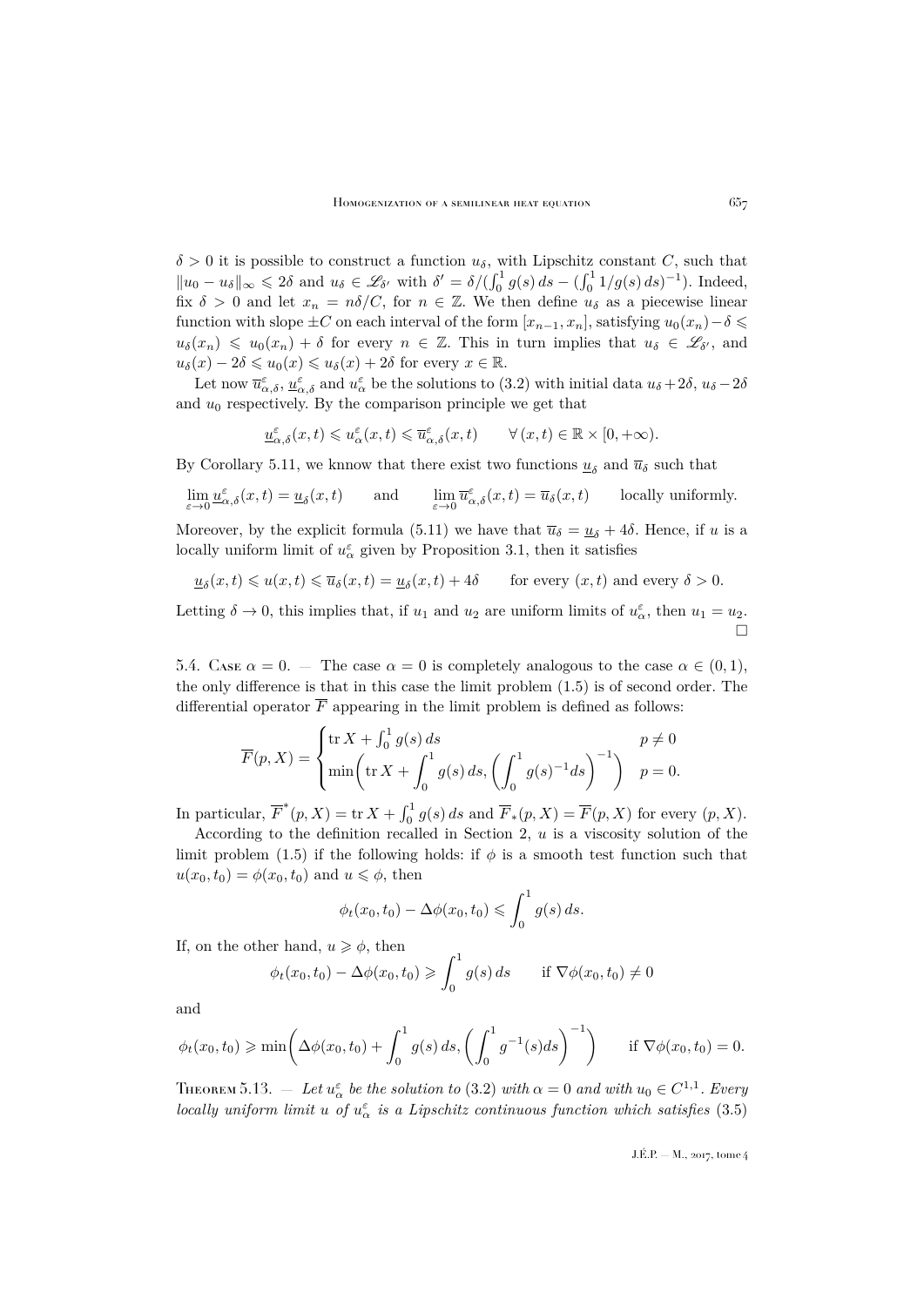$\delta > 0$ it is possible to construct a function $u_\delta$, with Lipschitz constant $C$, such that $\|u_0 - u_\delta\|_\infty \leqslant 2\delta$ and $u_\delta \in \mathscr{L}_{\delta'}$ with $\delta' = \delta/(\int_0^1 g(s)\,ds - (\int_0^1 1/g(s)\,ds)^{-1})$. Indeed, fix $\delta > 0$ and let $x_n = n\delta/C$, for $n \in \mathbb{Z}$. We then define $u_\delta$ as a piecewise linear function with slope $\pm C$ on each interval of the form $[x_{n-1}, x_n]$, satisfying $u_0(x_n) - \delta \leqslant u_\delta(x_n) \leqslant u_0(x_n) + \delta$ for every $n \in \mathbb{Z}$. This in turn implies that $u_\delta \in \mathscr{L}_{\delta'}$, and $u_\delta(x) - 2\delta \leqslant u_0(x) \leqslant u_\delta(x) + 2\delta$ for every $x \in \mathbb{R}$.

Let now $\overline{u}^\varepsilon_{\alpha,\delta}$, $\underline{u}^\varepsilon_{\alpha,\delta}$ and $u^\varepsilon_\alpha$ be the solutions to (3.2) with initial data $u_\delta + 2\delta$, $u_\delta - 2\delta$ and $u_0$ respectively. By the comparison principle we get that

$$\underline{u}^\varepsilon_{\alpha,\delta}(x,t) \leqslant u^\varepsilon_\alpha(x,t) \leqslant \overline{u}^\varepsilon_{\alpha,\delta}(x,t) \qquad \forall\,(x,t) \in \mathbb{R} \times [0,+\infty).$$

By Corollary 5.11, we knnow that there exist two functions $\underline{u}_\delta$ and $\overline{u}_\delta$ such that

$$\lim_{\varepsilon\to 0} \underline{u}^\varepsilon_{\alpha,\delta}(x,t) = \underline{u}_\delta(x,t) \qquad \text{and} \qquad \lim_{\varepsilon\to 0} \overline{u}^\varepsilon_{\alpha,\delta}(x,t) = \overline{u}_\delta(x,t) \qquad \text{locally uniformly.}$$

Moreover, by the explicit formula (5.11) we have that $\overline{u}_\delta = \underline{u}_\delta + 4\delta$. Hence, if $u$ is a locally uniform limit of $u^\varepsilon_\alpha$ given by Proposition 3.1, then it satisfies

$$\underline{u}_\delta(x,t) \leqslant u(x,t) \leqslant \overline{u}_\delta(x,t) = \underline{u}_\delta(x,t) + 4\delta \qquad \text{for every } (x,t) \text{ and every } \delta > 0.$$

Letting $\delta \to 0$, this implies that, if $u_1$ and $u_2$ are uniform limits of $u^\varepsilon_\alpha$, then $u_1 = u_2$. □

### 5.4. Case $\alpha = 0$.

— The case $\alpha = 0$ is completely analogous to the case $\alpha \in (0,1)$, the only difference is that in this case the limit problem (1.5) is of second order. The differential operator $\overline{F}$ appearing in the limit problem is defined as follows:

$$\overline{F}(p,X) = \begin{cases} \operatorname{tr} X + \int_0^1 g(s)\,ds & p \neq 0 \\ \min\biggl(\operatorname{tr} X + \displaystyle\int_0^1 g(s)\,ds, \Bigl(\int_0^1 g(s)^{-1} ds\Bigr)^{-1}\biggr) & p = 0. \end{cases}$$

In particular, $\overline{F}^*(p,X) = \operatorname{tr} X + \int_0^1 g(s)\,ds$ and $\overline{F}_*(p,X) = \overline{F}(p,X)$ for every $(p,X)$.

According to the definition recalled in Section 2, $u$ is a viscosity solution of the limit problem (1.5) if the following holds: if $\phi$ is a smooth test function such that $u(x_0,t_0) = \phi(x_0,t_0)$ and $u \leqslant \phi$, then

$$\phi_t(x_0,t_0) - \Delta\phi(x_0,t_0) \leqslant \int_0^1 g(s)\,ds.$$

If, on the other hand, $u \geqslant \phi$, then

$$\phi_t(x_0,t_0) - \Delta\phi(x_0,t_0) \geqslant \int_0^1 g(s)\,ds \qquad \text{if } \nabla\phi(x_0,t_0) \neq 0$$

and

$$\phi_t(x_0,t_0) \geqslant \min\biggl(\Delta\phi(x_0,t_0) + \int_0^1 g(s)\,ds, \Bigl(\int_0^1 g^{-1}(s)ds\Bigr)^{-1}\biggr) \qquad \text{if } \nabla\phi(x_0,t_0) = 0.$$

Theorem 5.13. — *Let $u^\varepsilon_\alpha$ be the solution to (3.2) with $\alpha = 0$ and with $u_0 \in C^{1,1}$. Every locally uniform limit $u$ of $u^\varepsilon_\alpha$ is a Lipschitz continuous function which satisfies (3.5)*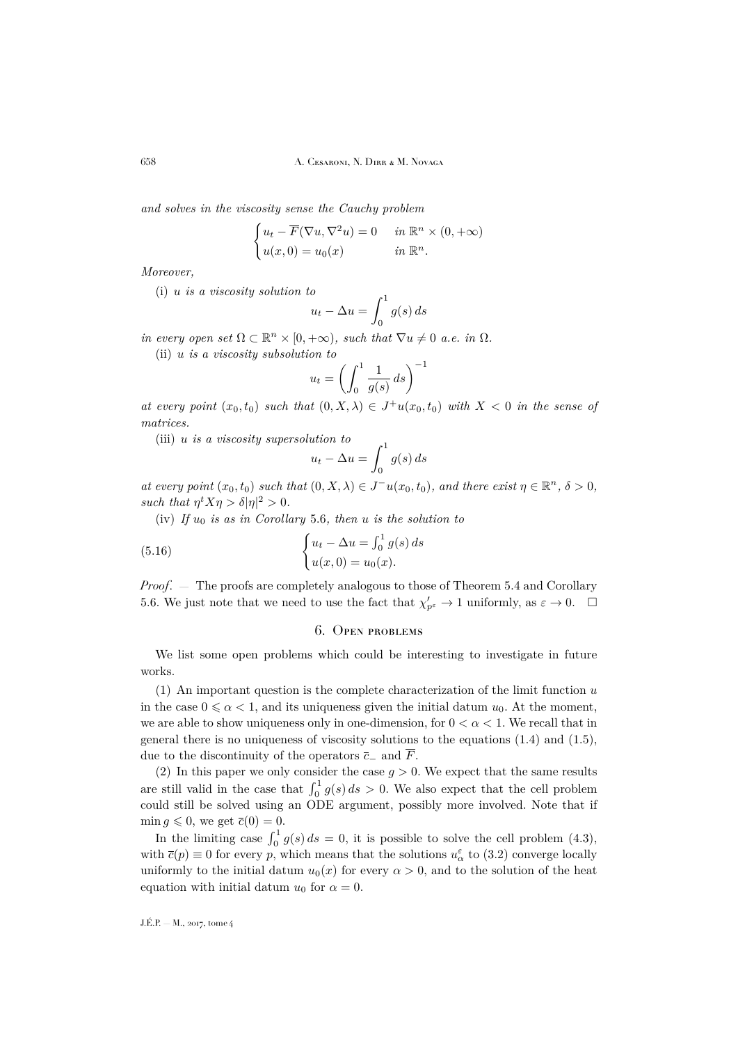*and solves in the viscosity sense the Cauchy problem*

$$\begin{cases} u_t - \overline{F}(\nabla u, \nabla^2 u) = 0 & \text{in } \mathbb{R}^n \times (0,+\infty) \\ u(x,0) = u_0(x) & \text{in } \mathbb{R}^n. \end{cases}$$

*Moreover,*

(i) *$u$ is a viscosity solution to*

$$u_t - \Delta u = \int_0^1 g(s)\, ds$$

*in every open set $\Omega \subset \mathbb{R}^n \times [0,+\infty)$, such that $\nabla u \neq 0$ a.e. in $\Omega$.*

(ii) *$u$ is a viscosity subsolution to*

$$u_t = \left( \int_0^1 \frac{1}{g(s)}\, ds \right)^{-1}$$

*at every point $(x_0,t_0)$ such that $(0, X, \lambda) \in J^+u(x_0,t_0)$ with $X < 0$ in the sense of matrices.*

(iii) *$u$ is a viscosity supersolution to*

$$u_t - \Delta u = \int_0^1 g(s)\, ds$$

*at every point $(x_0,t_0)$ such that $(0, X, \lambda) \in J^-u(x_0,t_0)$, and there exist $\eta \in \mathbb{R}^n$, $\delta > 0$, such that $\eta^t X \eta > \delta |\eta|^2 > 0$.*

(iv) *If $u_0$ is as in Corollary 5.6, then $u$ is the solution to*

$$\begin{cases} u_t - \Delta u = \int_0^1 g(s)\, ds \\ u(x,0) = u_0(x). \end{cases} \tag{5.16}$$

*Proof*. — The proofs are completely analogous to those of Theorem 5.4 and Corollary 5.6. We just note that we need to use the fact that $\chi'_{p^\varepsilon} \to 1$ uniformly, as $\varepsilon \to 0$. □

## 6. Open problems

We list some open problems which could be interesting to investigate in future works.

(1) An important question is the complete characterization of the limit function $u$ in the case $0 \leqslant \alpha < 1$, and its uniqueness given the initial datum $u_0$. At the moment, we are able to show uniqueness only in one-dimension, for $0 < \alpha < 1$. We recall that in general there is no uniqueness of viscosity solutions to the equations (1.4) and (1.5), due to the discontinuity of the operators $\overline{c}_-$ and $\overline{F}$.

(2) In this paper we only consider the case $g > 0$. We expect that the same results are still valid in the case that $\int_0^1 g(s)\, ds > 0$. We also expect that the cell problem could still be solved using an ODE argument, possibly more involved. Note that if $\min g \leqslant 0$, we get $\overline{c}(0) = 0$.

In the limiting case $\int_0^1 g(s)\, ds = 0$, it is possible to solve the cell problem (4.3), with $\overline{c}(p) \equiv 0$ for every $p$, which means that the solutions $u^\varepsilon_\alpha$ to (3.2) converge locally uniformly to the initial datum $u_0(x)$ for every $\alpha > 0$, and to the solution of the heat equation with initial datum $u_0$ for $\alpha = 0$.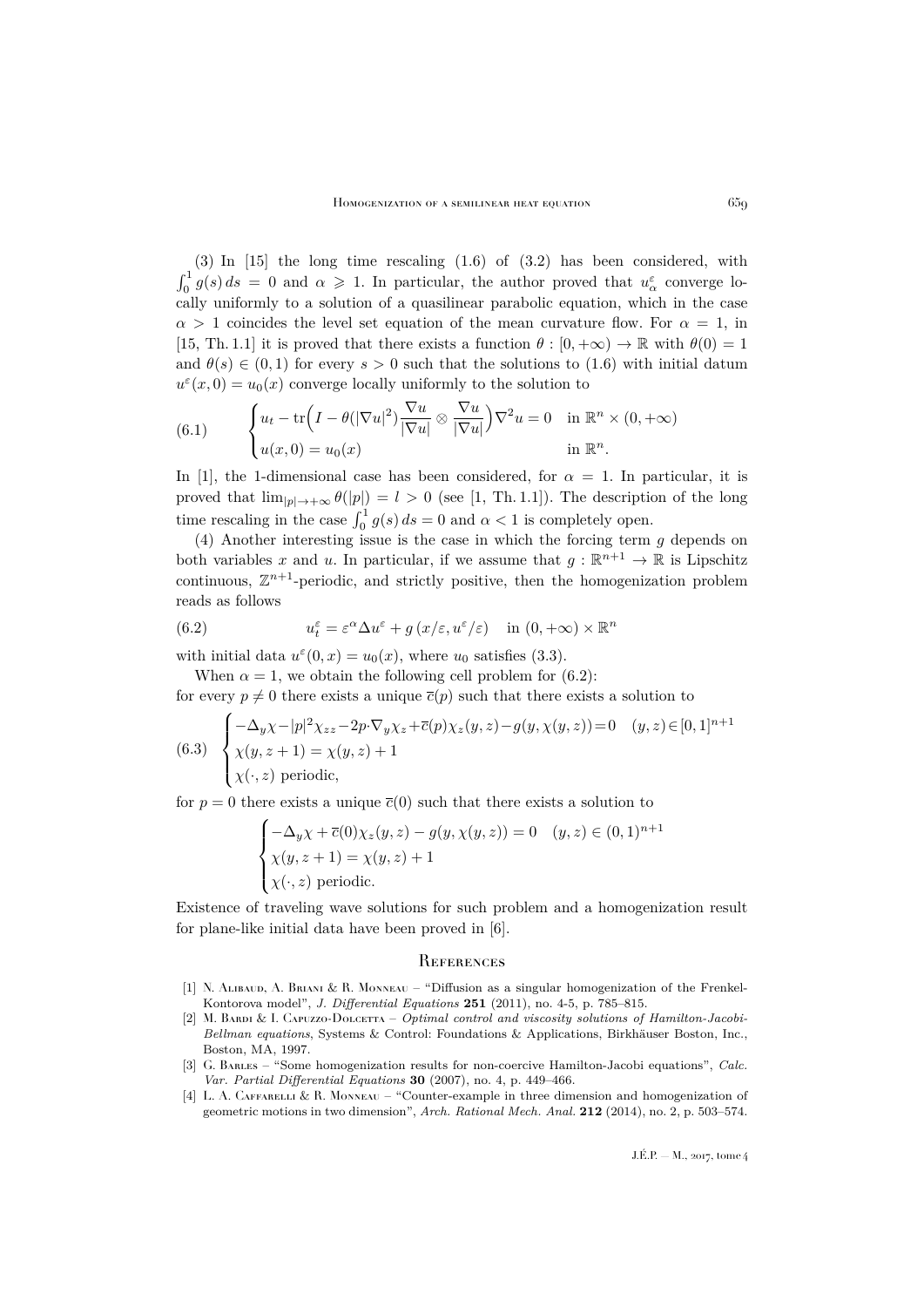(3) In [15] the long time rescaling (1.6) of (3.2) has been considered, with $\int_0^1 g(s)\,ds = 0$ and $\alpha \geqslant 1$. In particular, the author proved that $u^\varepsilon_\alpha$ converge locally uniformly to a solution of a quasilinear parabolic equation, which in the case $\alpha > 1$ coincides the level set equation of the mean curvature flow. For $\alpha = 1$, in [15, Th. 1.1] it is proved that there exists a function $\theta : [0,+\infty) \to \mathbb{R}$ with $\theta(0) = 1$ and $\theta(s) \in (0,1)$ for every $s > 0$ such that the solutions to (1.6) with initial datum $u^\varepsilon(x,0) = u_0(x)$ converge locally uniformly to the solution to

$$
\begin{cases}
u_t - \operatorname{tr}\Big(I - \theta(|\nabla u|^2)\dfrac{\nabla u}{|\nabla u|} \otimes \dfrac{\nabla u}{|\nabla u|}\Big)\nabla^2 u = 0 & \text{in } \mathbb{R}^n \times (0,+\infty)\\
u(x,0) = u_0(x) & \text{in } \mathbb{R}^n.
\end{cases}
\tag{6.1}
$$

In [1], the 1-dimensional case has been considered, for $\alpha = 1$. In particular, it is proved that $\lim_{|p|\to+\infty} \theta(|p|) = l > 0$ (see [1, Th. 1.1]). The description of the long time rescaling in the case $\int_0^1 g(s)\,ds = 0$ and $\alpha < 1$ is completely open.

(4) Another interesting issue is the case in which the forcing term $g$ depends on both variables $x$ and $u$. In particular, if we assume that $g : \mathbb{R}^{n+1} \to \mathbb{R}$ is Lipschitz continuous, $\mathbb{Z}^{n+1}$-periodic, and strictly positive, then the homogenization problem reads as follows

$$
u^\varepsilon_t = \varepsilon^\alpha \Delta u^\varepsilon + g\left(x/\varepsilon, u^\varepsilon/\varepsilon\right) \quad \text{in } (0,+\infty) \times \mathbb{R}^n
\tag{6.2}
$$

with initial data $u^\varepsilon(0,x) = u_0(x)$, where $u_0$ satisfies (3.3).

When $\alpha = 1$, we obtain the following cell problem for (6.2):
for every $p \neq 0$ there exists a unique $\overline{c}(p)$ such that there exists a solution to

$$
\begin{cases}
-\Delta_y \chi - |p|^2 \chi_{zz} - 2p\cdot\nabla_y \chi_z + \overline{c}(p)\chi_z(y,z) - g(y,\chi(y,z)) = 0 & (y,z) \in [0,1]^{n+1}\\
\chi(y,z+1) = \chi(y,z) + 1\\
\chi(\cdot,z) \text{ periodic,}
\end{cases}
\tag{6.3}
$$

for $p = 0$ there exists a unique $\overline{c}(0)$ such that there exists a solution to

$$
\begin{cases}
-\Delta_y \chi + \overline{c}(0)\chi_z(y,z) - g(y,\chi(y,z)) = 0 & (y,z) \in (0,1)^{n+1}\\
\chi(y,z+1) = \chi(y,z) + 1\\
\chi(\cdot,z) \text{ periodic.}
\end{cases}
$$

Existence of traveling wave solutions for such problem and a homogenization result for plane-like initial data have been proved in [6].

## References

[1] N. Alibaud, A. Briani & R. Monneau – "Diffusion as a singular homogenization of the Frenkel-Kontorova model", *J. Differential Equations* **251** (2011), no. 4-5, p. 785–815.

[2] M. Bardi & I. Capuzzo-Dolcetta – *Optimal control and viscosity solutions of Hamilton-Jacobi-Bellman equations*, Systems & Control: Foundations & Applications, Birkhäuser Boston, Inc., Boston, MA, 1997.

[3] G. Barles – "Some homogenization results for non-coercive Hamilton-Jacobi equations", *Calc. Var. Partial Differential Equations* **30** (2007), no. 4, p. 449–466.

[4] L. A. Caffarelli & R. Monneau – "Counter-example in three dimension and homogenization of geometric motions in two dimension", *Arch. Rational Mech. Anal.* **212** (2014), no. 2, p. 503–574.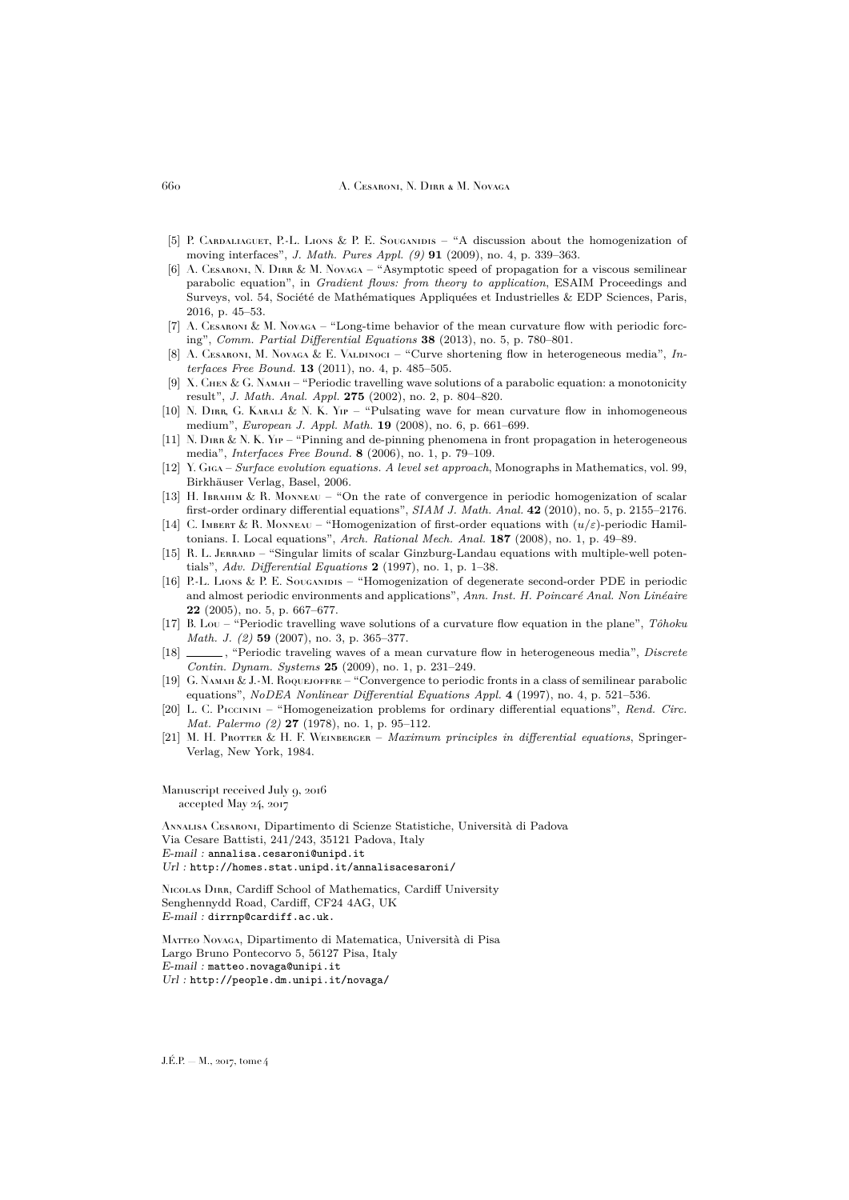[5] P. Cardaliaguet, P.-L. Lions & P. E. Souganidis – "A discussion about the homogenization of moving interfaces", *J. Math. Pures Appl. (9)* **91** (2009), no. 4, p. 339–363.

[6] A. Cesaroni, N. Dirr & M. Novaga – "Asymptotic speed of propagation for a viscous semilinear parabolic equation", in *Gradient flows: from theory to application*, ESAIM Proceedings and Surveys, vol. 54, Société de Mathématiques Appliquées et Industrielles & EDP Sciences, Paris, 2016, p. 45–53.

[7] A. Cesaroni & M. Novaga – "Long-time behavior of the mean curvature flow with periodic forcing", *Comm. Partial Differential Equations* **38** (2013), no. 5, p. 780–801.

[8] A. Cesaroni, M. Novaga & E. Valdinoci – "Curve shortening flow in heterogeneous media", *Interfaces Free Bound.* **13** (2011), no. 4, p. 485–505.

[9] X. Chen & G. Namah – "Periodic travelling wave solutions of a parabolic equation: a monotonicity result", *J. Math. Anal. Appl.* **275** (2002), no. 2, p. 804–820.

[10] N. Dirr, G. Karali & N. K. Yip – "Pulsating wave for mean curvature flow in inhomogeneous medium", *European J. Appl. Math.* **19** (2008), no. 6, p. 661–699.

[11] N. Dirr & N. K. Yip – "Pinning and de-pinning phenomena in front propagation in heterogeneous media", *Interfaces Free Bound.* **8** (2006), no. 1, p. 79–109.

[12] Y. Giga – *Surface evolution equations. A level set approach*, Monographs in Mathematics, vol. 99, Birkhäuser Verlag, Basel, 2006.

[13] H. Ibrahim & R. Monneau – "On the rate of convergence in periodic homogenization of scalar first-order ordinary differential equations", *SIAM J. Math. Anal.* **42** (2010), no. 5, p. 2155–2176.

[14] C. Imbert & R. Monneau – "Homogenization of first-order equations with $(u/\varepsilon)$-periodic Hamiltonians. I. Local equations", *Arch. Rational Mech. Anal.* **187** (2008), no. 1, p. 49–89.

[15] R. L. Jerrard – "Singular limits of scalar Ginzburg-Landau equations with multiple-well potentials", *Adv. Differential Equations* **2** (1997), no. 1, p. 1–38.

[16] P.-L. Lions & P. E. Souganidis – "Homogenization of degenerate second-order PDE in periodic and almost periodic environments and applications", *Ann. Inst. H. Poincaré Anal. Non Linéaire* **22** (2005), no. 5, p. 667–677.

[17] B. Lou – "Periodic travelling wave solutions of a curvature flow equation in the plane", *Tôhoku Math. J. (2)* **59** (2007), no. 3, p. 365–377.

[18] ______, "Periodic traveling waves of a mean curvature flow in heterogeneous media", *Discrete Contin. Dynam. Systems* **25** (2009), no. 1, p. 231–249.

[19] G. Namah & J.-M. Roquejoffre – "Convergence to periodic fronts in a class of semilinear parabolic equations", *NoDEA Nonlinear Differential Equations Appl.* **4** (1997), no. 4, p. 521–536.

[20] L. C. Piccinini – "Homogeneization problems for ordinary differential equations", *Rend. Circ. Mat. Palermo (2)* **27** (1978), no. 1, p. 95–112.

[21] M. H. Protter & H. F. Weinberger – *Maximum principles in differential equations*, Springer-Verlag, New York, 1984.

Manuscript received July 9, 2016
accepted May 24, 2017

Annalisa Cesaroni, Dipartimento di Scienze Statistiche, Università di Padova
Via Cesare Battisti, 241/243, 35121 Padova, Italy
*E-mail :* annalisa.cesaroni@unipd.it
*Url :* http://homes.stat.unipd.it/annalisacesaroni/

Nicolas Dirr, Cardiff School of Mathematics, Cardiff University
Senghennydd Road, Cardiff, CF24 4AG, UK
*E-mail :* dirrnp@cardiff.ac.uk.

Matteo Novaga, Dipartimento di Matematica, Università di Pisa
Largo Bruno Pontecorvo 5, 56127 Pisa, Italy
*E-mail :* matteo.novaga@unipi.it
*Url :* http://people.dm.unipi.it/novaga/